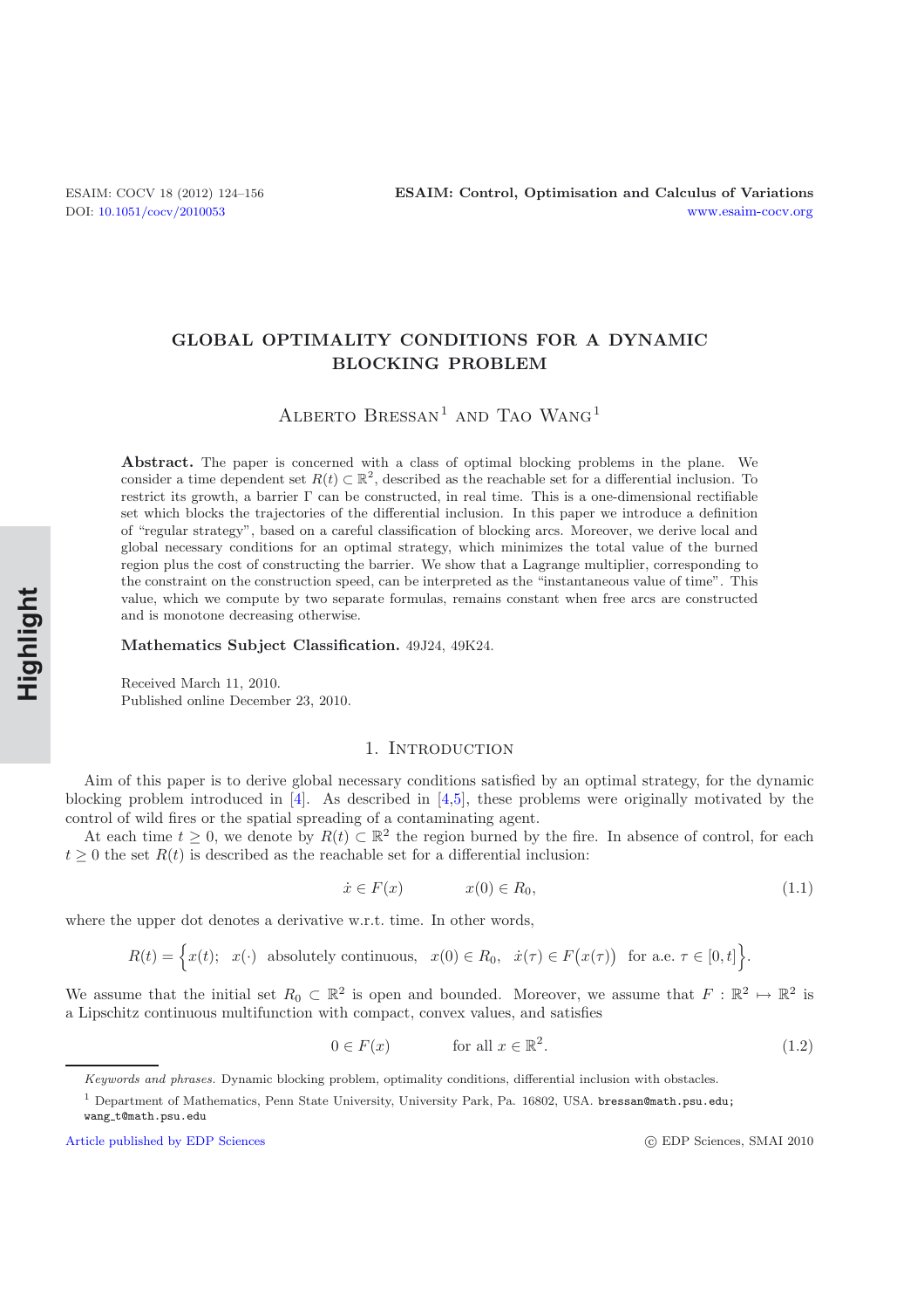# GLOBAL OPTIMALITY CONDITIONS FOR A DYNAMIC BLOCKING PROBLEM

Alberto Bressan[1] and Tao Wang[1]

**Abstract.** The paper is concerned with a class of optimal blocking problems in the plane. We consider a time dependent set $R(t) \subset \mathbb{R}^2$, described as the reachable set for a differential inclusion. To restrict its growth, a barrier $\Gamma$ can be constructed, in real time. This is a one-dimensional rectifiable set which blocks the trajectories of the differential inclusion. In this paper we introduce a definition of "regular strategy", based on a careful classification of blocking arcs. Moreover, we derive local and global necessary conditions for an optimal strategy, which minimizes the total value of the burned region plus the cost of constructing the barrier. We show that a Lagrange multiplier, corresponding to the constraint on the construction speed, can be interpreted as the "instantaneous value of time". This value, which we compute by two separate formulas, remains constant when free arcs are constructed and is monotone decreasing otherwise.

**Mathematics Subject Classification.** 49J24, 49K24.

Received March 11, 2010.
Published online December 23, 2010.

## 1. Introduction

Aim of this paper is to derive global necessary conditions satisfied by an optimal strategy, for the dynamic blocking problem introduced in [4]. As described in [4,5], these problems were originally motivated by the control of wild fires or the spatial spreading of a contaminating agent.

At each time $t \geq 0$, we denote by $R(t) \subset \mathbb{R}^2$ the region burned by the fire. In absence of control, for each $t \geq 0$ the set $R(t)$ is described as the reachable set for a differential inclusion:

$$\dot{x} \in F(x) \qquad\qquad x(0) \in R_0, \tag{1.1}$$

where the upper dot denotes a derivative w.r.t. time. In other words,

$$R(t) = \Big\{ x(t);\ \ x(\cdot)\ \text{ absolutely continuous, }\ \ x(0) \in R_0,\ \ \dot{x}(\tau) \in F\big(x(\tau)\big)\ \text{ for a.e. } \tau \in [0,t] \Big\}.$$

We assume that the initial set $R_0 \subset \mathbb{R}^2$ is open and bounded. Moreover, we assume that $F : \mathbb{R}^2 \mapsto \mathbb{R}^2$ is a Lipschitz continuous multifunction with compact, convex values, and satisfies

$$0 \in F(x) \qquad\qquad \text{for all } x \in \mathbb{R}^2. \tag{1.2}$$

*Keywords and phrases.* Dynamic blocking problem, optimality conditions, differential inclusion with obstacles.

[1] Department of Mathematics, Penn State University, University Park, Pa. 16802, USA. bressan@math.psu.edu; wang_t@math.psu.edu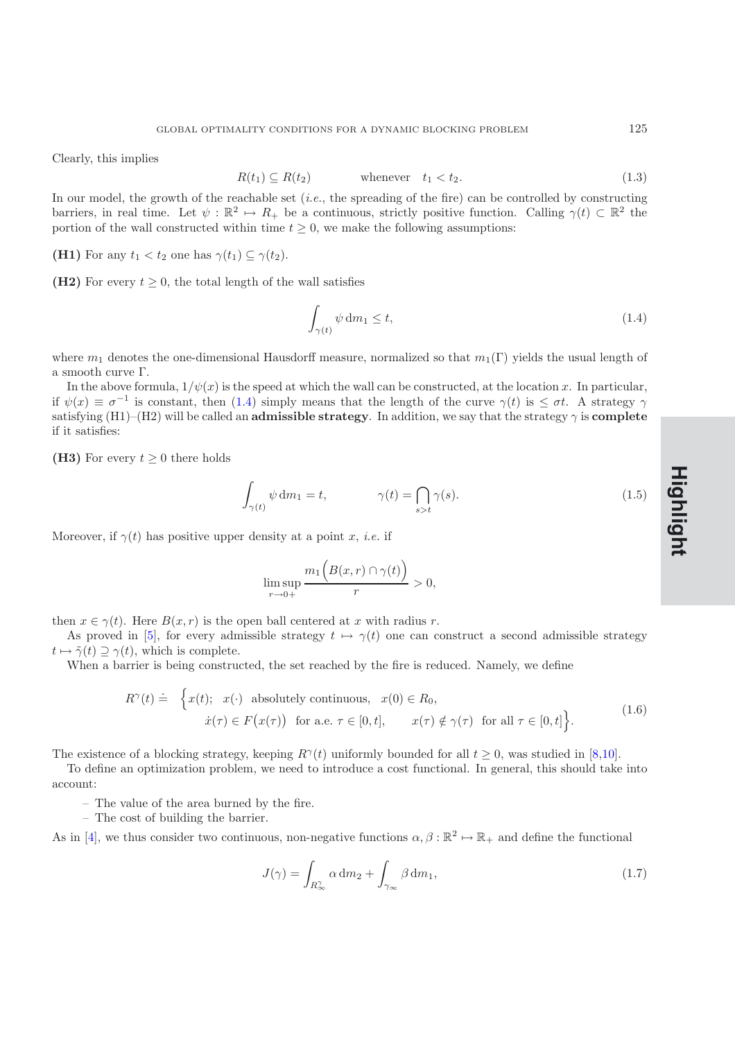Clearly, this implies

$$R(t_1) \subseteq R(t_2) \qquad \text{whenever} \quad t_1 < t_2. \tag{1.3}$$

In our model, the growth of the reachable set (*i.e.*, the spreading of the fire) can be controlled by constructing barriers, in real time. Let $\psi : \mathbb{R}^2 \mapsto R_+$ be a continuous, strictly positive function. Calling $\gamma(t) \subset \mathbb{R}^2$ the portion of the wall constructed within time $t \geq 0$, we make the following assumptions:

**(H1)** For any $t_1 < t_2$ one has $\gamma(t_1) \subseteq \gamma(t_2)$.

**(H2)** For every $t \geq 0$, the total length of the wall satisfies

$$\int_{\gamma(t)} \psi \, \mathrm{d}m_1 \leq t, \tag{1.4}$$

where $m_1$ denotes the one-dimensional Hausdorff measure, normalized so that $m_1(\Gamma)$ yields the usual length of a smooth curve $\Gamma$.

In the above formula, $1/\psi(x)$ is the speed at which the wall can be constructed, at the location $x$. In particular, if $\psi(x) \equiv \sigma^{-1}$ is constant, then (1.4) simply means that the length of the curve $\gamma(t)$ is $\leq \sigma t$. A strategy $\gamma$ satisfying (H1)–(H2) will be called an **admissible strategy**. In addition, we say that the strategy $\gamma$ is **complete** if it satisfies:

**(H3)** For every $t \geq 0$ there holds

$$\int_{\gamma(t)} \psi \, \mathrm{d}m_1 = t, \qquad \gamma(t) = \bigcap_{s>t} \gamma(s). \tag{1.5}$$

Moreover, if $\gamma(t)$ has positive upper density at a point $x$, *i.e.* if

$$\limsup_{r \to 0+} \frac{m_1\Big(B(x,r) \cap \gamma(t)\Big)}{r} > 0,$$

then $x \in \gamma(t)$. Here $B(x,r)$ is the open ball centered at $x$ with radius $r$.

As proved in [5], for every admissible strategy $t \mapsto \gamma(t)$ one can construct a second admissible strategy $t \mapsto \tilde{\gamma}(t) \supseteq \gamma(t)$, which is complete.

When a barrier is being constructed, the set reached by the fire is reduced. Namely, we define

$$\begin{aligned} R^\gamma(t) \doteq \ \Big\{ & x(t);\ \ x(\cdot) \ \text{ absolutely continuous}, \ \ x(0) \in R_0, \\ & \dot{x}(\tau) \in F\big(x(\tau)\big) \ \text{ for a.e. } \tau \in [0,t], \qquad x(\tau) \notin \gamma(\tau) \ \text{ for all } \tau \in [0,t] \Big\}. \end{aligned} \tag{1.6}$$

The existence of a blocking strategy, keeping $R^\gamma(t)$ uniformly bounded for all $t \geq 0$, was studied in [8,10].

To define an optimization problem, we need to introduce a cost functional. In general, this should take into account:

- The value of the area burned by the fire.
- The cost of building the barrier.

As in [4], we thus consider two continuous, non-negative functions $\alpha, \beta : \mathbb{R}^2 \mapsto \mathbb{R}_+$ and define the functional

$$J(\gamma) = \int_{R^\gamma_\infty} \alpha \, \mathrm{d}m_2 + \int_{\gamma_\infty} \beta \, \mathrm{d}m_1, \tag{1.7}$$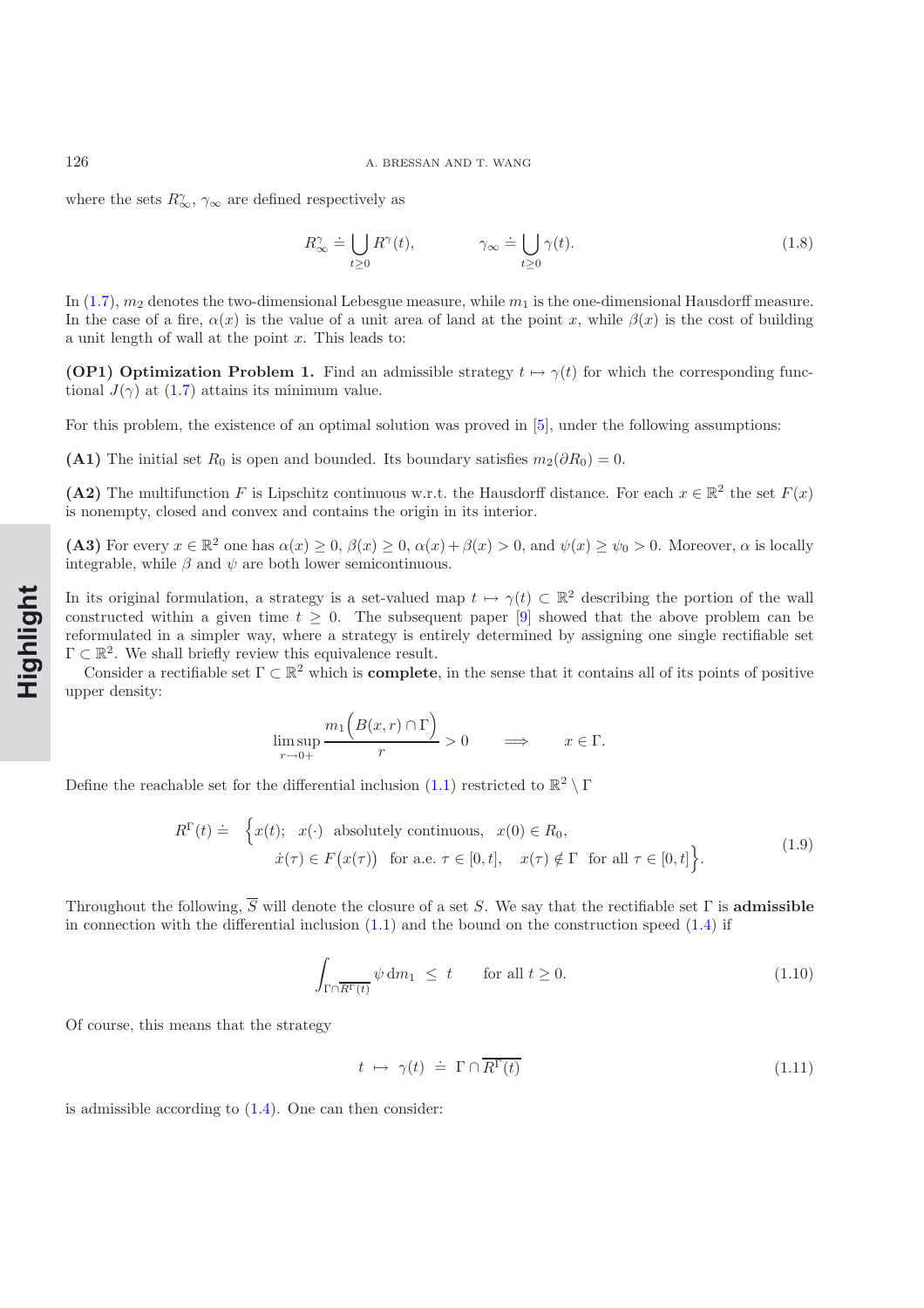where the sets $R^\gamma_\infty$, $\gamma_\infty$ are defined respectively as

$$R^\gamma_\infty \doteq \bigcup_{t\geq 0} R^\gamma(t), \qquad\qquad \gamma_\infty \doteq \bigcup_{t\geq 0} \gamma(t). \tag{1.8}$$

In (1.7), $m_2$ denotes the two-dimensional Lebesgue measure, while $m_1$ is the one-dimensional Hausdorff measure. In the case of a fire, $\alpha(x)$ is the value of a unit area of land at the point $x$, while $\beta(x)$ is the cost of building a unit length of wall at the point $x$. This leads to:

**(OP1) Optimization Problem 1.** Find an admissible strategy $t \mapsto \gamma(t)$ for which the corresponding functional $J(\gamma)$ at (1.7) attains its minimum value.

For this problem, the existence of an optimal solution was proved in [5], under the following assumptions:

**(A1)** The initial set $R_0$ is open and bounded. Its boundary satisfies $m_2(\partial R_0) = 0$.

**(A2)** The multifunction $F$ is Lipschitz continuous w.r.t. the Hausdorff distance. For each $x \in \mathbb{R}^2$ the set $F(x)$ is nonempty, closed and convex and contains the origin in its interior.

**(A3)** For every $x \in \mathbb{R}^2$ one has $\alpha(x) \geq 0$, $\beta(x) \geq 0$, $\alpha(x) + \beta(x) > 0$, and $\psi(x) \geq \psi_0 > 0$. Moreover, $\alpha$ is locally integrable, while $\beta$ and $\psi$ are both lower semicontinuous.

In its original formulation, a strategy is a set-valued map $t \mapsto \gamma(t) \subset \mathbb{R}^2$ describing the portion of the wall constructed within a given time $t \geq 0$. The subsequent paper [9] showed that the above problem can be reformulated in a simpler way, where a strategy is entirely determined by assigning one single rectifiable set $\Gamma \subset \mathbb{R}^2$. We shall briefly review this equivalence result.

Consider a rectifiable set $\Gamma \subset \mathbb{R}^2$ which is **complete**, in the sense that it contains all of its points of positive upper density:

$$\limsup_{r\to 0+} \frac{m_1\Big(B(x,r)\cap\Gamma\Big)}{r} > 0 \qquad \Longrightarrow \qquad x \in \Gamma.$$

Define the reachable set for the differential inclusion (1.1) restricted to $\mathbb{R}^2 \setminus \Gamma$

$$\begin{aligned} R^\Gamma(t) \doteq \; \Big\{ & x(t);\;\; x(\cdot) \;\text{ absolutely continuous}, \;\; x(0) \in R_0, \\ & \dot x(\tau) \in F\big(x(\tau)\big) \;\text{ for a.e. } \tau \in [0,t], \quad x(\tau) \notin \Gamma \;\text{ for all } \tau \in [0,t]\Big\}. \end{aligned} \tag{1.9}$$

Throughout the following, $\overline{S}$ will denote the closure of a set $S$. We say that the rectifiable set $\Gamma$ is **admissible** in connection with the differential inclusion (1.1) and the bound on the construction speed (1.4) if

$$\int_{\Gamma\cap\overline{R^\Gamma(t)}} \psi \, \mathrm{d}m_1 \;\leq\; t \qquad \text{for all } t \geq 0. \tag{1.10}$$

Of course, this means that the strategy

$$t \;\mapsto\; \gamma(t) \;\doteq\; \Gamma \cap \overline{R^\Gamma(t)} \tag{1.11}$$

is admissible according to (1.4). One can then consider: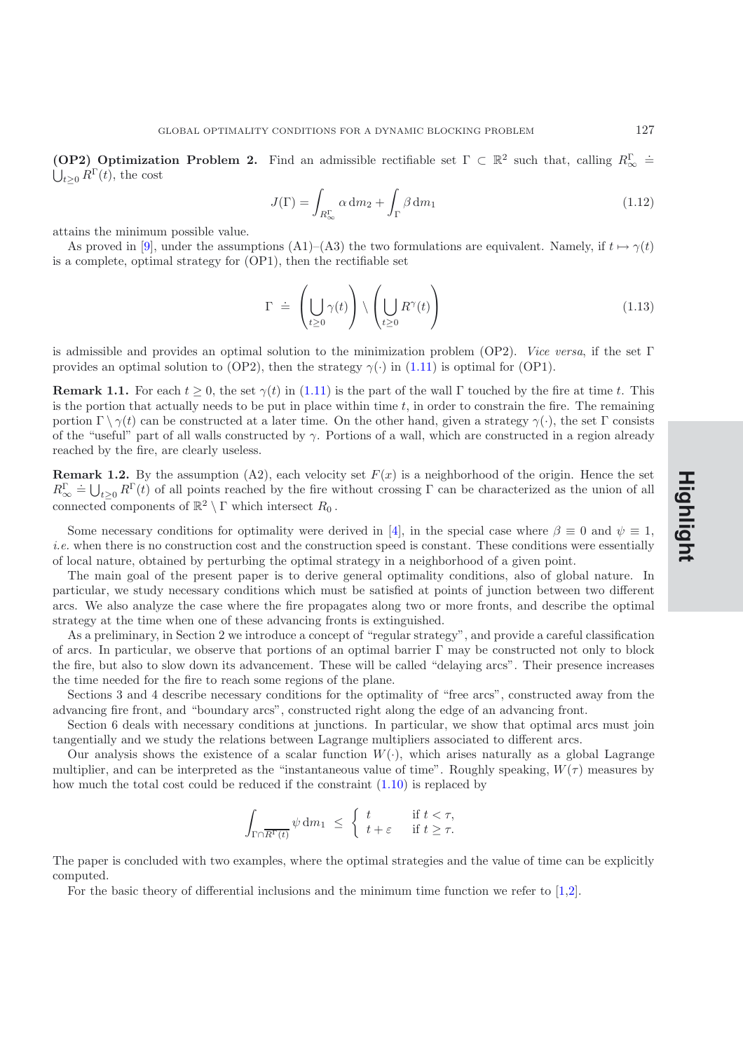**(OP2) Optimization Problem 2.** Find an admissible rectifiable set $\Gamma \subset \mathbb{R}^2$ such that, calling $R^\Gamma_\infty \doteq \bigcup_{t\geq 0} R^\Gamma(t)$, the cost

$$J(\Gamma) = \int_{R^\Gamma_\infty} \alpha \, dm_2 + \int_\Gamma \beta \, dm_1 \tag{1.12}$$

attains the minimum possible value.

As proved in [9], under the assumptions (A1)–(A3) the two formulations are equivalent. Namely, if $t \mapsto \gamma(t)$ is a complete, optimal strategy for (OP1), then the rectifiable set

$$\Gamma \doteq \left( \bigcup_{t\geq 0} \gamma(t) \right) \setminus \left( \bigcup_{t\geq 0} R^\gamma(t) \right) \tag{1.13}$$

is admissible and provides an optimal solution to the minimization problem (OP2). *Vice versa*, if the set $\Gamma$ provides an optimal solution to (OP2), then the strategy $\gamma(\cdot)$ in (1.11) is optimal for (OP1).

**Remark 1.1.** For each $t \geq 0$, the set $\gamma(t)$ in (1.11) is the part of the wall $\Gamma$ touched by the fire at time $t$. This is the portion that actually needs to be put in place within time $t$, in order to constrain the fire. The remaining portion $\Gamma \setminus \gamma(t)$ can be constructed at a later time. On the other hand, given a strategy $\gamma(\cdot)$, the set $\Gamma$ consists of the "useful" part of all walls constructed by $\gamma$. Portions of a wall, which are constructed in a region already reached by the fire, are clearly useless.

**Remark 1.2.** By the assumption (A2), each velocity set $F(x)$ is a neighborhood of the origin. Hence the set $R^\Gamma_\infty \doteq \bigcup_{t\geq 0} R^\Gamma(t)$ of all points reached by the fire without crossing $\Gamma$ can be characterized as the union of all connected components of $\mathbb{R}^2 \setminus \Gamma$ which intersect $R_0$.

Some necessary conditions for optimality were derived in [4], in the special case where $\beta \equiv 0$ and $\psi \equiv 1$, *i.e.* when there is no construction cost and the construction speed is constant. These conditions were essentially of local nature, obtained by perturbing the optimal strategy in a neighborhood of a given point.

The main goal of the present paper is to derive general optimality conditions, also of global nature. In particular, we study necessary conditions which must be satisfied at points of junction between two different arcs. We also analyze the case where the fire propagates along two or more fronts, and describe the optimal strategy at the time when one of these advancing fronts is extinguished.

As a preliminary, in Section 2 we introduce a concept of "regular strategy", and provide a careful classification of arcs. In particular, we observe that portions of an optimal barrier $\Gamma$ may be constructed not only to block the fire, but also to slow down its advancement. These will be called "delaying arcs". Their presence increases the time needed for the fire to reach some regions of the plane.

Sections 3 and 4 describe necessary conditions for the optimality of "free arcs", constructed away from the advancing fire front, and "boundary arcs", constructed right along the edge of an advancing front.

Section 6 deals with necessary conditions at junctions. In particular, we show that optimal arcs must join tangentially and we study the relations between Lagrange multipliers associated to different arcs.

Our analysis shows the existence of a scalar function $W(\cdot)$, which arises naturally as a global Lagrange multiplier, and can be interpreted as the "instantaneous value of time". Roughly speaking, $W(\tau)$ measures by how much the total cost could be reduced if the constraint (1.10) is replaced by

$$\int_{\Gamma\cap\overline{R^\Gamma(t)}} \psi \, dm_1 \leq \begin{cases} t & \text{if } t < \tau, \\ t + \varepsilon & \text{if } t \geq \tau. \end{cases}$$

The paper is concluded with two examples, where the optimal strategies and the value of time can be explicitly computed.

For the basic theory of differential inclusions and the minimum time function we refer to [1,2].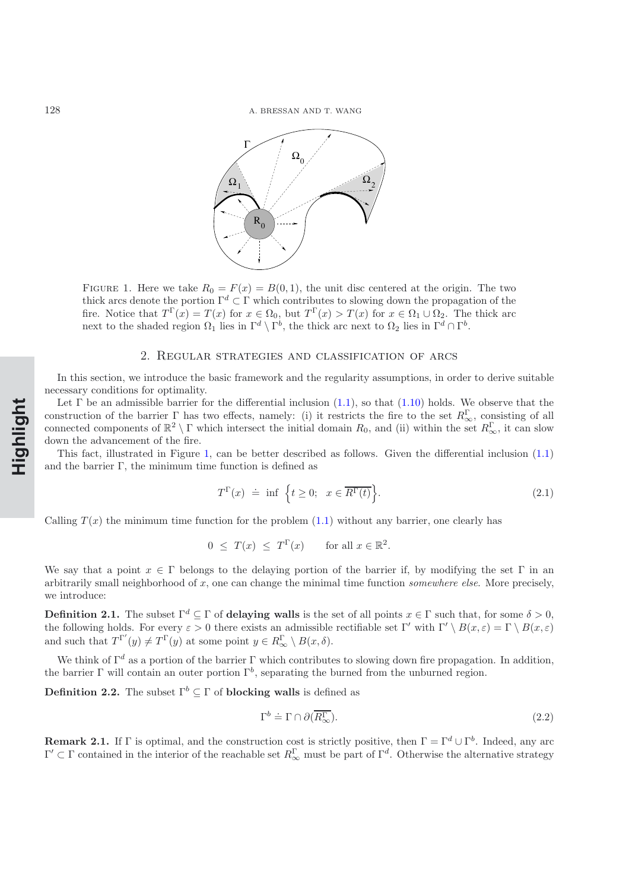FIGURE 1. Here we take $R_0 = F(x) = B(0,1)$, the unit disc centered at the origin. The two thick arcs denote the portion $\Gamma^d \subset \Gamma$ which contributes to slowing down the propagation of the fire. Notice that $T^\Gamma(x) = T(x)$ for $x \in \Omega_0$, but $T^\Gamma(x) > T(x)$ for $x \in \Omega_1 \cup \Omega_2$. The thick arc next to the shaded region $\Omega_1$ lies in $\Gamma^d \setminus \Gamma^b$, the thick arc next to $\Omega_2$ lies in $\Gamma^d \cap \Gamma^b$.

## 2. Regular strategies and classification of arcs

In this section, we introduce the basic framework and the regularity assumptions, in order to derive suitable necessary conditions for optimality.

Let $\Gamma$ be an admissible barrier for the differential inclusion (1.1), so that (1.10) holds. We observe that the construction of the barrier $\Gamma$ has two effects, namely: (i) it restricts the fire to the set $R^\Gamma_\infty$, consisting of all connected components of $\mathbb{R}^2 \setminus \Gamma$ which intersect the initial domain $R_0$, and (ii) within the set $R^\Gamma_\infty$, it can slow down the advancement of the fire.

This fact, illustrated in Figure 1, can be better described as follows. Given the differential inclusion (1.1) and the barrier $\Gamma$, the minimum time function is defined as

$$T^\Gamma(x) \doteq \inf \left\{ t \geq 0;\;\; x \in \overline{R^\Gamma(t)} \right\}. \tag{2.1}$$

Calling $T(x)$ the minimum time function for the problem (1.1) without any barrier, one clearly has

$$0 \leq T(x) \leq T^\Gamma(x) \qquad \text{for all } x \in \mathbb{R}^2.$$

We say that a point $x \in \Gamma$ belongs to the delaying portion of the barrier if, by modifying the set $\Gamma$ in an arbitrarily small neighborhood of $x$, one can change the minimal time function *somewhere else.* More precisely, we introduce:

**Definition 2.1.** The subset $\Gamma^d \subseteq \Gamma$ of **delaying walls** is the set of all points $x \in \Gamma$ such that, for some $\delta > 0$, the following holds. For every $\varepsilon > 0$ there exists an admissible rectifiable set $\Gamma'$ with $\Gamma' \setminus B(x, \varepsilon) = \Gamma \setminus B(x, \varepsilon)$ and such that $T^{\Gamma'}(y) \neq T^\Gamma(y)$ at some point $y \in R^\Gamma_\infty \setminus B(x, \delta)$.

We think of $\Gamma^d$ as a portion of the barrier $\Gamma$ which contributes to slowing down fire propagation. In addition, the barrier $\Gamma$ will contain an outer portion $\Gamma^b$, separating the burned from the unburned region.

**Definition 2.2.** The subset $\Gamma^b \subseteq \Gamma$ of **blocking walls** is defined as

$$\Gamma^b \doteq \Gamma \cap \partial(\overline{R^\Gamma_\infty}). \tag{2.2}$$

**Remark 2.1.** If $\Gamma$ is optimal, and the construction cost is strictly positive, then $\Gamma = \Gamma^d \cup \Gamma^b$. Indeed, any arc $\Gamma' \subset \Gamma$ contained in the interior of the reachable set $R^\Gamma_\infty$ must be part of $\Gamma^d$. Otherwise the alternative strategy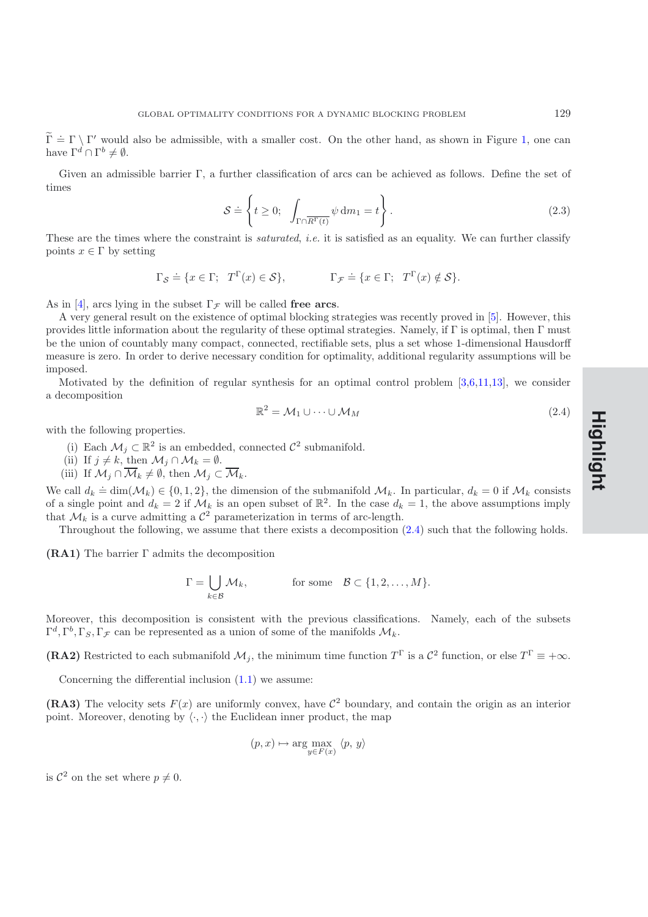$\widetilde{\Gamma} \doteq \Gamma \setminus \Gamma'$ would also be admissible, with a smaller cost. On the other hand, as shown in Figure 1, one can have $\Gamma^d \cap \Gamma^b \neq \emptyset$.

Given an admissible barrier $\Gamma$, a further classification of arcs can be achieved as follows. Define the set of times

$$\mathcal{S} \doteq \left\{ t \geq 0;\ \int_{\Gamma \cap \overline{R^{\Gamma}(t)}} \psi \, \mathrm{d}m_1 = t \right\}. \tag{2.3}$$

These are the times where the constraint is *saturated*, *i.e.* it is satisfied as an equality. We can further classify points $x \in \Gamma$ by setting

$$\Gamma_{\mathcal{S}} \doteq \{x \in \Gamma;\ T^{\Gamma}(x) \in \mathcal{S}\}, \qquad\qquad \Gamma_{\mathcal{F}} \doteq \{x \in \Gamma;\ T^{\Gamma}(x) \notin \mathcal{S}\}.$$

As in [4], arcs lying in the subset $\Gamma_{\mathcal{F}}$ will be called **free arcs**.

A very general result on the existence of optimal blocking strategies was recently proved in [5]. However, this provides little information about the regularity of these optimal strategies. Namely, if $\Gamma$ is optimal, then $\Gamma$ must be the union of countably many compact, connected, rectifiable sets, plus a set whose 1-dimensional Hausdorff measure is zero. In order to derive necessary condition for optimality, additional regularity assumptions will be imposed.

Motivated by the definition of regular synthesis for an optimal control problem [3,6,11,13], we consider a decomposition

$$\mathbb{R}^2 = \mathcal{M}_1 \cup \cdots \cup \mathcal{M}_M \tag{2.4}$$

with the following properties.

(i) Each $\mathcal{M}_j \subset \mathbb{R}^2$ is an embedded, connected $\mathcal{C}^2$ submanifold.
(ii) If $j \neq k$, then $\mathcal{M}_j \cap \mathcal{M}_k = \emptyset$.
(iii) If $\mathcal{M}_j \cap \overline{\mathcal{M}}_k \neq \emptyset$, then $\mathcal{M}_j \subset \overline{\mathcal{M}}_k$.

We call $d_k \doteq \dim(\mathcal{M}_k) \in \{0, 1, 2\}$, the dimension of the submanifold $\mathcal{M}_k$. In particular, $d_k = 0$ if $\mathcal{M}_k$ consists of a single point and $d_k = 2$ if $\mathcal{M}_k$ is an open subset of $\mathbb{R}^2$. In the case $d_k = 1$, the above assumptions imply that $\mathcal{M}_k$ is a curve admitting a $\mathcal{C}^2$ parameterization in terms of arc-length.

Throughout the following, we assume that there exists a decomposition (2.4) such that the following holds.

**(RA1)** The barrier $\Gamma$ admits the decomposition

$$\Gamma = \bigcup_{k \in \mathcal{B}} \mathcal{M}_k, \qquad\qquad \text{for some} \quad \mathcal{B} \subset \{1, 2, \ldots, M\}.$$

Moreover, this decomposition is consistent with the previous classifications. Namely, each of the subsets $\Gamma^d, \Gamma^b, \Gamma_S, \Gamma_{\mathcal{F}}$ can be represented as a union of some of the manifolds $\mathcal{M}_k$.

**(RA2)** Restricted to each submanifold $\mathcal{M}_j$, the minimum time function $T^{\Gamma}$ is a $\mathcal{C}^2$ function, or else $T^{\Gamma} \equiv +\infty$.

Concerning the differential inclusion (1.1) we assume:

**(RA3)** The velocity sets $F(x)$ are uniformly convex, have $\mathcal{C}^2$ boundary, and contain the origin as an interior point. Moreover, denoting by $\langle \cdot, \cdot \rangle$ the Euclidean inner product, the map

$$(p, x) \mapsto \arg\max_{y \in F(x)} \langle p,\, y \rangle$$

is $\mathcal{C}^2$ on the set where $p \neq 0$.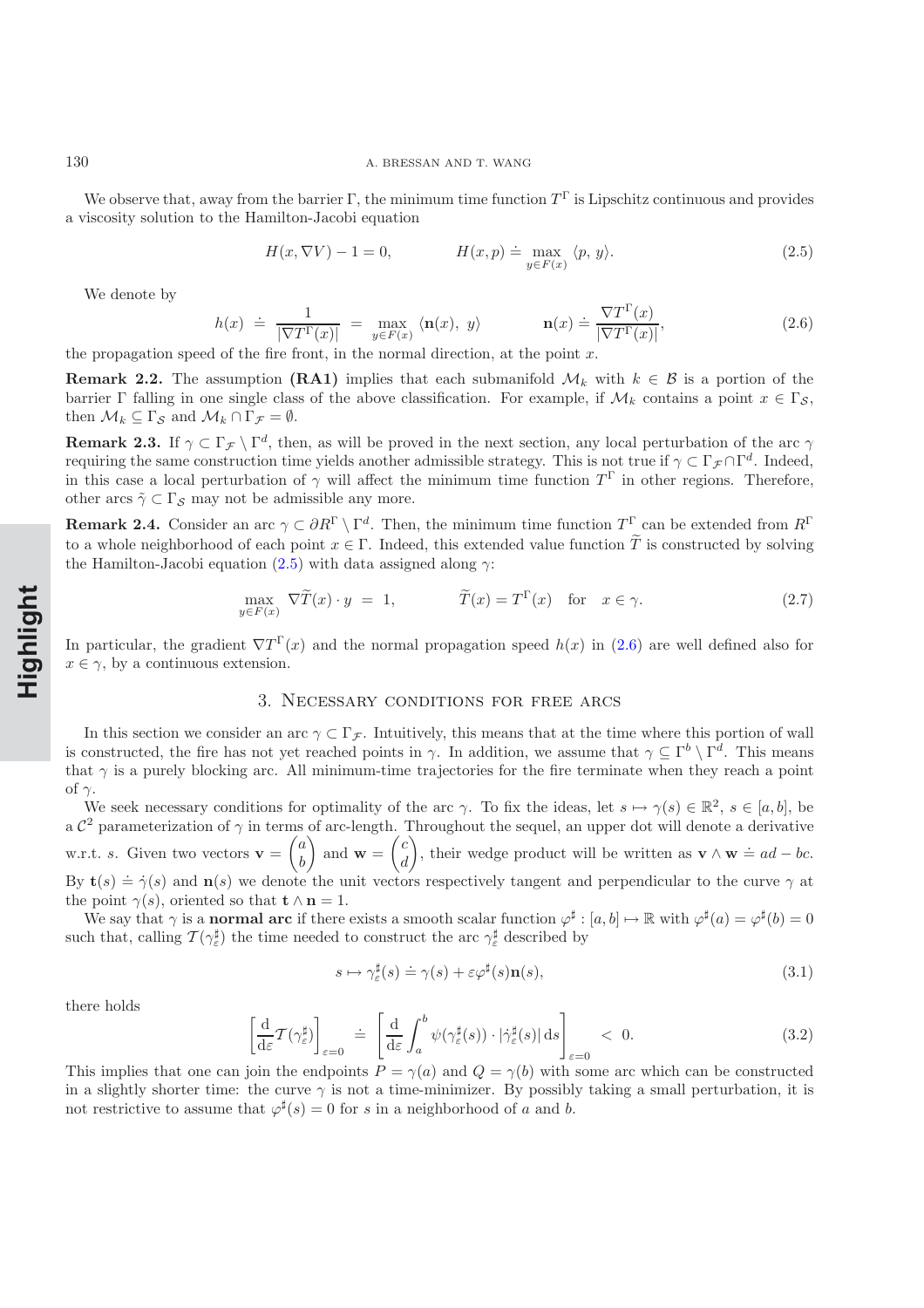We observe that, away from the barrier $\Gamma$, the minimum time function $T^\Gamma$ is Lipschitz continuous and provides a viscosity solution to the Hamilton-Jacobi equation

$$H(x, \nabla V) - 1 = 0, \qquad\qquad H(x,p) \doteq \max_{y \in F(x)} \langle p,\, y\rangle. \tag{2.5}$$

We denote by

$$h(x) \;\doteq\; \frac{1}{|\nabla T^\Gamma(x)|} \;=\; \max_{y\in F(x)} \langle \mathbf{n}(x),\; y\rangle \qquad\qquad \mathbf{n}(x) \doteq \frac{\nabla T^\Gamma(x)}{|\nabla T^\Gamma(x)|}, \tag{2.6}$$

the propagation speed of the fire front, in the normal direction, at the point $x$.

**Remark 2.2.** The assumption **(RA1)** implies that each submanifold $\mathcal{M}_k$ with $k \in \mathcal{B}$ is a portion of the barrier $\Gamma$ falling in one single class of the above classification. For example, if $\mathcal{M}_k$ contains a point $x \in \Gamma_\mathcal{S}$, then $\mathcal{M}_k \subseteq \Gamma_\mathcal{S}$ and $\mathcal{M}_k \cap \Gamma_\mathcal{F} = \emptyset$.

**Remark 2.3.** If $\gamma \subset \Gamma_\mathcal{F} \setminus \Gamma^d$, then, as will be proved in the next section, any local perturbation of the arc $\gamma$ requiring the same construction time yields another admissible strategy. This is not true if $\gamma \subset \Gamma_\mathcal{F} \cap \Gamma^d$. Indeed, in this case a local perturbation of $\gamma$ will affect the minimum time function $T^\Gamma$ in other regions. Therefore, other arcs $\tilde\gamma \subset \Gamma_\mathcal{S}$ may not be admissible any more.

**Remark 2.4.** Consider an arc $\gamma \subset \partial R^\Gamma \setminus \Gamma^d$. Then, the minimum time function $T^\Gamma$ can be extended from $R^\Gamma$ to a whole neighborhood of each point $x \in \Gamma$. Indeed, this extended value function $\widetilde{T}$ is constructed by solving the Hamilton-Jacobi equation (2.5) with data assigned along $\gamma$:

$$\max_{y\in F(x)} \nabla\widetilde{T}(x)\cdot y \;=\; 1, \qquad\qquad \widetilde{T}(x) = T^\Gamma(x) \quad \text{for} \quad x \in \gamma. \tag{2.7}$$

In particular, the gradient $\nabla T^\Gamma(x)$ and the normal propagation speed $h(x)$ in (2.6) are well defined also for $x \in \gamma$, by a continuous extension.

## 3. Necessary conditions for free arcs

In this section we consider an arc $\gamma \subset \Gamma_\mathcal{F}$. Intuitively, this means that at the time where this portion of wall is constructed, the fire has not yet reached points in $\gamma$. In addition, we assume that $\gamma \subseteq \Gamma^b \setminus \Gamma^d$. This means that $\gamma$ is a purely blocking arc. All minimum-time trajectories for the fire terminate when they reach a point of $\gamma$.

We seek necessary conditions for optimality of the arc $\gamma$. To fix the ideas, let $s \mapsto \gamma(s) \in \mathbb{R}^2$, $s \in [a,b]$, be a $\mathcal{C}^2$ parameterization of $\gamma$ in terms of arc-length. Throughout the sequel, an upper dot will denote a derivative w.r.t. $s$. Given two vectors $\mathbf{v} = \begin{pmatrix} a \\ b \end{pmatrix}$ and $\mathbf{w} = \begin{pmatrix} c \\ d \end{pmatrix}$, their wedge product will be written as $\mathbf{v} \wedge \mathbf{w} \doteq ad - bc$. By $\mathbf{t}(s) \doteq \dot\gamma(s)$ and $\mathbf{n}(s)$ we denote the unit vectors respectively tangent and perpendicular to the curve $\gamma$ at the point $\gamma(s)$, oriented so that $\mathbf{t} \wedge \mathbf{n} = 1$.

We say that $\gamma$ is a **normal arc** if there exists a smooth scalar function $\varphi^\sharp : [a,b] \mapsto \mathbb{R}$ with $\varphi^\sharp(a) = \varphi^\sharp(b) = 0$ such that, calling $\mathcal{T}(\gamma^\sharp_\varepsilon)$ the time needed to construct the arc $\gamma^\sharp_\varepsilon$ described by

$$s \mapsto \gamma^\sharp_\varepsilon(s) \doteq \gamma(s) + \varepsilon\varphi^\sharp(s)\mathbf{n}(s), \tag{3.1}$$

there holds

$$\left[\frac{\mathrm{d}}{\mathrm{d}\varepsilon}\mathcal{T}(\gamma^\sharp_\varepsilon)\right]_{\varepsilon=0} \;\doteq\; \left[\frac{\mathrm{d}}{\mathrm{d}\varepsilon}\int_a^b \psi(\gamma^\sharp_\varepsilon(s))\cdot|\dot\gamma^\sharp_\varepsilon(s)|\,\mathrm{d}s\right]_{\varepsilon=0} \;<\; 0. \tag{3.2}$$

This implies that one can join the endpoints $P = \gamma(a)$ and $Q = \gamma(b)$ with some arc which can be constructed in a slightly shorter time: the curve $\gamma$ is not a time-minimizer. By possibly taking a small perturbation, it is not restrictive to assume that $\varphi^\sharp(s) = 0$ for $s$ in a neighborhood of $a$ and $b$.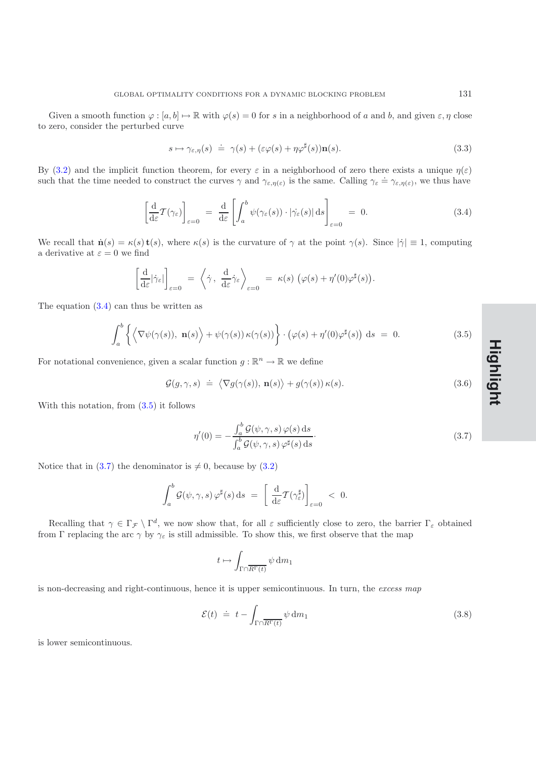Given a smooth function $\varphi : [a, b] \mapsto \mathbb{R}$ with $\varphi(s) = 0$ for $s$ in a neighborhood of $a$ and $b$, and given $\varepsilon, \eta$ close to zero, consider the perturbed curve

$$s \mapsto \gamma_{\varepsilon,\eta}(s) \doteq \gamma(s) + (\varepsilon\varphi(s) + \eta\varphi^\sharp(s))\mathbf{n}(s). \tag{3.3}$$

By (3.2) and the implicit function theorem, for every $\varepsilon$ in a neighborhood of zero there exists a unique $\eta(\varepsilon)$ such that the time needed to construct the curves $\gamma$ and $\gamma_{\varepsilon,\eta(\varepsilon)}$ is the same. Calling $\gamma_\varepsilon \doteq \gamma_{\varepsilon,\eta(\varepsilon)}$, we thus have

$$\left[\frac{\mathrm{d}}{\mathrm{d}\varepsilon}\mathcal{T}(\gamma_\varepsilon)\right]_{\varepsilon=0} = \frac{\mathrm{d}}{\mathrm{d}\varepsilon}\left[\int_a^b \psi(\gamma_\varepsilon(s)) \cdot |\dot{\gamma}_\varepsilon(s)| \,\mathrm{d}s\right]_{\varepsilon=0} = 0. \tag{3.4}$$

We recall that $\dot{\mathbf{n}}(s) = \kappa(s)\,\mathbf{t}(s)$, where $\kappa(s)$ is the curvature of $\gamma$ at the point $\gamma(s)$. Since $|\dot{\gamma}| \equiv 1$, computing a derivative at $\varepsilon = 0$ we find

$$\left[\frac{\mathrm{d}}{\mathrm{d}\varepsilon}|\dot{\gamma}_\varepsilon|\right]_{\varepsilon=0} = \left\langle \dot{\gamma}\,,\ \frac{\mathrm{d}}{\mathrm{d}\varepsilon}\dot{\gamma}_\varepsilon\right\rangle_{\varepsilon=0} = \kappa(s)\,\big(\varphi(s) + \eta'(0)\varphi^\sharp(s)\big).$$

The equation (3.4) can thus be written as

$$\int_a^b \Big\{ \Big\langle \nabla\psi(\gamma(s)),\ \mathbf{n}(s)\Big\rangle + \psi(\gamma(s))\,\kappa(\gamma(s))\Big\} \cdot \big(\varphi(s) + \eta'(0)\varphi^\sharp(s)\big)\ \mathrm{d}s = 0. \tag{3.5}$$

For notational convenience, given a scalar function $g : \mathbb{R}^n \to \mathbb{R}$ we define

$$\mathcal{G}(g, \gamma, s) \doteq \big\langle \nabla g(\gamma(s)), \mathbf{n}(s)\big\rangle + g(\gamma(s))\,\kappa(s). \tag{3.6}$$

With this notation, from (3.5) it follows

$$\eta'(0) = -\frac{\int_a^b \mathcal{G}(\psi, \gamma, s)\,\varphi(s)\,\mathrm{d}s}{\int_a^b \mathcal{G}(\psi, \gamma, s)\,\varphi^\sharp(s)\,\mathrm{d}s}\cdot \tag{3.7}$$

Notice that in (3.7) the denominator is $\neq 0$, because by (3.2)

$$\int_a^b \mathcal{G}(\psi, \gamma, s)\,\varphi^\sharp(s)\,\mathrm{d}s = \left[\frac{\mathrm{d}}{\mathrm{d}\varepsilon}\mathcal{T}(\gamma_\varepsilon^\sharp)\right]_{\varepsilon=0} < 0.$$

Recalling that $\gamma \in \Gamma_{\mathcal{F}} \setminus \Gamma^d$, we now show that, for all $\varepsilon$ sufficiently close to zero, the barrier $\Gamma_\varepsilon$ obtained from $\Gamma$ replacing the arc $\gamma$ by $\gamma_\varepsilon$ is still admissible. To show this, we first observe that the map

$$t \mapsto \int_{\Gamma\cap\overline{R^\Gamma(t)}} \psi\,\mathrm{d}m_1$$

is non-decreasing and right-continuous, hence it is upper semicontinuous. In turn, the *excess map*

$$\mathcal{E}(t) \doteq t - \int_{\Gamma\cap\overline{R^\Gamma(t)}} \psi\,\mathrm{d}m_1 \tag{3.8}$$

is lower semicontinuous.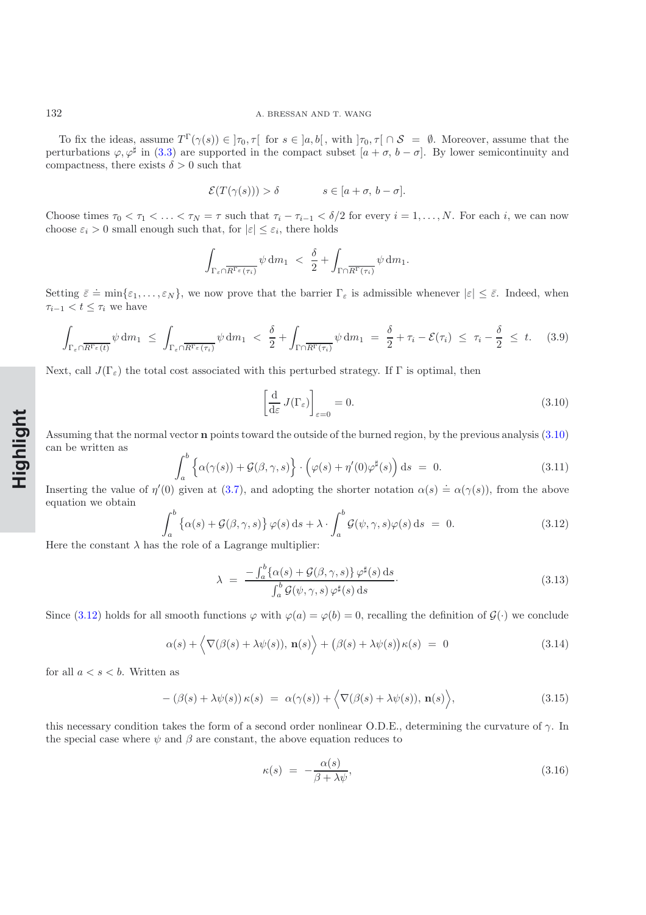To fix the ideas, assume $T^\Gamma(\gamma(s)) \in ]\tau_0, \tau[$ for $s \in ]a, b[$, with $]\tau_0, \tau[ \cap \mathcal{S} = \emptyset$. Moreover, assume that the perturbations $\varphi, \varphi^\sharp$ in (3.3) are supported in the compact subset $[a+\sigma, b-\sigma]$. By lower semicontinuity and compactness, there exists $\delta > 0$ such that

$$\mathcal{E}(T(\gamma(s))) > \delta \qquad\qquad s \in [a+\sigma, b-\sigma].$$

Choose times $\tau_0 < \tau_1 < \ldots < \tau_N = \tau$ such that $\tau_i - \tau_{i-1} < \delta/2$ for every $i = 1, \ldots, N$. For each $i$, we can now choose $\varepsilon_i > 0$ small enough such that, for $|\varepsilon| \le \varepsilon_i$, there holds

$$\int_{\Gamma_\varepsilon \cap \overline{R^{\Gamma_\varepsilon}(\tau_i)}} \psi \, \mathrm{d}m_1 \;<\; \frac{\delta}{2} + \int_{\Gamma \cap \overline{R^\Gamma(\tau_i)}} \psi \, \mathrm{d}m_1.$$

Setting $\bar{\varepsilon} \doteq \min\{\varepsilon_1, \ldots, \varepsilon_N\}$, we now prove that the barrier $\Gamma_\varepsilon$ is admissible whenever $|\varepsilon| \le \bar{\varepsilon}$. Indeed, when $\tau_{i-1} < t \le \tau_i$ we have

$$\int_{\Gamma_\varepsilon \cap \overline{R^{\Gamma_\varepsilon}(t)}} \psi \, \mathrm{d}m_1 \;\le\; \int_{\Gamma_\varepsilon \cap \overline{R^{\Gamma_\varepsilon}(\tau_i)}} \psi \, \mathrm{d}m_1 \;<\; \frac{\delta}{2} + \int_{\Gamma \cap \overline{R^\Gamma(\tau_i)}} \psi \, \mathrm{d}m_1 \;=\; \frac{\delta}{2} + \tau_i - \mathcal{E}(\tau_i) \;\le\; \tau_i - \frac{\delta}{2} \;\le\; t. \tag{3.9}$$

Next, call $J(\Gamma_\varepsilon)$ the total cost associated with this perturbed strategy. If $\Gamma$ is optimal, then

$$\left[\frac{\mathrm{d}}{\mathrm{d}\varepsilon} J(\Gamma_\varepsilon)\right]_{\varepsilon=0} = 0. \tag{3.10}$$

Assuming that the normal vector $\mathbf{n}$ points toward the outside of the burned region, by the previous analysis (3.10) can be written as

$$\int_a^b \Big\{\alpha(\gamma(s)) + \mathcal{G}(\beta, \gamma, s)\Big\} \cdot \Big(\varphi(s) + \eta'(0)\varphi^\sharp(s)\Big) \, \mathrm{d}s \;=\; 0. \tag{3.11}$$

Inserting the value of $\eta'(0)$ given at (3.7), and adopting the shorter notation $\alpha(s) \doteq \alpha(\gamma(s))$, from the above equation we obtain

$$\int_a^b \big\{\alpha(s) + \mathcal{G}(\beta, \gamma, s)\big\} \, \varphi(s) \, \mathrm{d}s + \lambda \cdot \int_a^b \mathcal{G}(\psi, \gamma, s) \varphi(s) \, \mathrm{d}s \;=\; 0. \tag{3.12}$$

Here the constant $\lambda$ has the role of a Lagrange multiplier:

$$\lambda \;=\; \frac{-\int_a^b \{\alpha(s) + \mathcal{G}(\beta, \gamma, s)\} \, \varphi^\sharp(s) \, \mathrm{d}s}{\int_a^b \mathcal{G}(\psi, \gamma, s) \, \varphi^\sharp(s) \, \mathrm{d}s} \cdot \tag{3.13}$$

Since (3.12) holds for all smooth functions $\varphi$ with $\varphi(a) = \varphi(b) = 0$, recalling the definition of $\mathcal{G}(\cdot)$ we conclude

$$\alpha(s) + \Big\langle \nabla(\beta(s) + \lambda\psi(s)), \, \mathbf{n}(s) \Big\rangle + \big(\beta(s) + \lambda\psi(s)\big)\kappa(s) \;=\; 0 \tag{3.14}$$

for all $a < s < b$. Written as

$$-\left(\beta(s) + \lambda\psi(s)\right)\kappa(s) \;=\; \alpha(\gamma(s)) + \Big\langle \nabla(\beta(s) + \lambda\psi(s)), \, \mathbf{n}(s) \Big\rangle, \tag{3.15}$$

this necessary condition takes the form of a second order nonlinear O.D.E., determining the curvature of $\gamma$. In the special case where $\psi$ and $\beta$ are constant, the above equation reduces to

$$\kappa(s) \;=\; -\frac{\alpha(s)}{\beta + \lambda\psi}, \tag{3.16}$$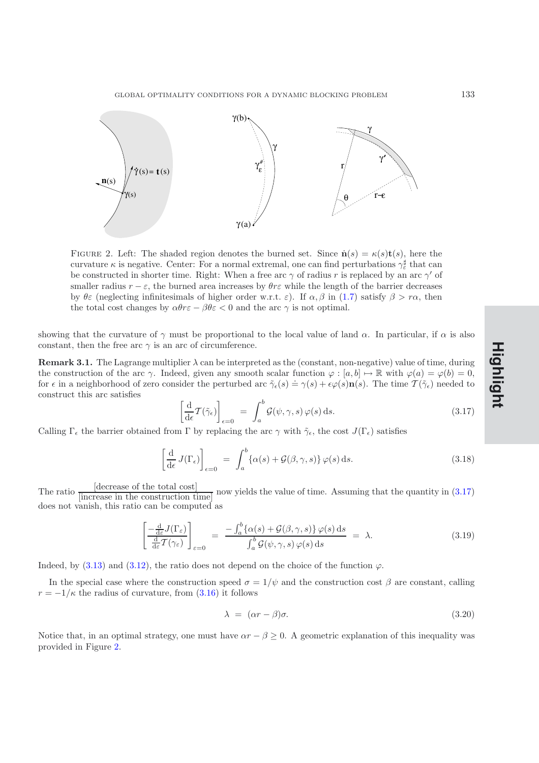FIGURE 2. Left: The shaded region denotes the burned set. Since $\dot{\mathbf{n}}(s) = \kappa(s)\mathbf{t}(s)$, here the curvature $\kappa$ is negative. Center: For a normal extremal, one can find perturbations $\gamma_\varepsilon^\sharp$ that can be constructed in shorter time. Right: When a free arc $\gamma$ of radius $r$ is replaced by an arc $\gamma'$ of smaller radius $r - \varepsilon$, the burned area increases by $\theta r \varepsilon$ while the length of the barrier decreases by $\theta\varepsilon$ (neglecting infinitesimals of higher order w.r.t. $\varepsilon$). If $\alpha, \beta$ in (1.7) satisfy $\beta > r\alpha$, then the total cost changes by $\alpha\theta r\varepsilon - \beta\theta\varepsilon < 0$ and the arc $\gamma$ is not optimal.

showing that the curvature of $\gamma$ must be proportional to the local value of land $\alpha$. In particular, if $\alpha$ is also constant, then the free arc $\gamma$ is an arc of circumference.

**Remark 3.1.** The Lagrange multiplier $\lambda$ can be interpreted as the (constant, non-negative) value of time, during the construction of the arc $\gamma$. Indeed, given any smooth scalar function $\varphi : [a, b] \mapsto \mathbb{R}$ with $\varphi(a) = \varphi(b) = 0$, for $\epsilon$ in a neighborhood of zero consider the perturbed arc $\tilde{\gamma}_\epsilon(s) \doteq \gamma(s) + \epsilon\varphi(s)\mathbf{n}(s)$. The time $\mathcal{T}(\tilde{\gamma}_\epsilon)$ needed to construct this arc satisfies

$$\left[\frac{\mathrm{d}}{\mathrm{d}\epsilon}\mathcal{T}(\tilde{\gamma}_\epsilon)\right]_{\epsilon=0} = \int_a^b \mathcal{G}(\psi, \gamma, s)\,\varphi(s)\,\mathrm{d}s. \tag{3.17}$$

Calling $\Gamma_\epsilon$ the barrier obtained from $\Gamma$ by replacing the arc $\gamma$ with $\tilde{\gamma}_\epsilon$, the cost $J(\Gamma_\epsilon)$ satisfies

$$\left[\frac{\mathrm{d}}{\mathrm{d}\epsilon}J(\Gamma_\epsilon)\right]_{\epsilon=0} = \int_a^b \{\alpha(s) + \mathcal{G}(\beta, \gamma, s)\}\,\varphi(s)\,\mathrm{d}s. \tag{3.18}$$

The ratio $\dfrac{\text{[decrease of the total cost]}}{\text{[increase in the construction time]}}$ now yields the value of time. Assuming that the quantity in (3.17) does not vanish, this ratio can be computed as

$$\left[\frac{-\frac{\mathrm{d}}{\mathrm{d}\varepsilon}J(\Gamma_\varepsilon)}{\frac{\mathrm{d}}{\mathrm{d}\varepsilon}\mathcal{T}(\gamma_\varepsilon)}\right]_{\varepsilon=0} = \frac{-\int_a^b \{\alpha(s) + \mathcal{G}(\beta, \gamma, s)\}\,\varphi(s)\,\mathrm{d}s}{\int_a^b \mathcal{G}(\psi, \gamma, s)\,\varphi(s)\,\mathrm{d}s} = \lambda. \tag{3.19}$$

Indeed, by (3.13) and (3.12), the ratio does not depend on the choice of the function $\varphi$.

In the special case where the construction speed $\sigma = 1/\psi$ and the construction cost $\beta$ are constant, calling $r = -1/\kappa$ the radius of curvature, from (3.16) it follows

$$\lambda = (\alpha r - \beta)\sigma. \tag{3.20}$$

Notice that, in an optimal strategy, one must have $\alpha r - \beta \geq 0$. A geometric explanation of this inequality was provided in Figure 2.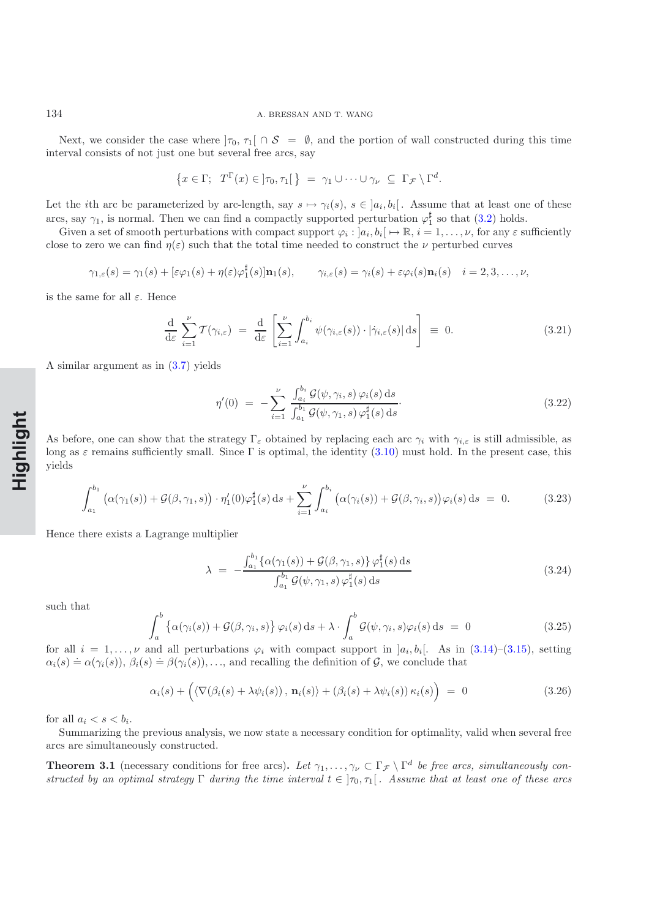Next, we consider the case where $]\tau_0, \tau_1[ \,\cap\, \mathcal{S} \;=\; \emptyset$, and the portion of wall constructed during this time interval consists of not just one but several free arcs, say

$$\left\{x \in \Gamma;\;\; T^{\Gamma}(x) \in \,]\tau_0, \tau_1[\,\right\} \;=\; \gamma_1 \cup \cdots \cup \gamma_\nu \;\subseteq\; \Gamma_{\mathcal{F}} \setminus \Gamma^d.$$

Let the $i$th arc be parameterized by arc-length, say $s \mapsto \gamma_i(s)$, $s \in \,]a_i, b_i[$. Assume that at least one of these arcs, say $\gamma_1$, is normal. Then we can find a compactly supported perturbation $\varphi_1^\sharp$ so that (3.2) holds.

Given a set of smooth perturbations with compact support $\varphi_i : \,]a_i, b_i[\, \mapsto \mathbb{R}$, $i = 1, \ldots, \nu$, for any $\varepsilon$ sufficiently close to zero we can find $\eta(\varepsilon)$ such that the total time needed to construct the $\nu$ perturbed curves

$$\gamma_{1,\varepsilon}(s) = \gamma_1(s) + [\varepsilon\varphi_1(s) + \eta(\varepsilon)\varphi_1^\sharp(s)]\mathbf{n}_1(s), \qquad \gamma_{i,\varepsilon}(s) = \gamma_i(s) + \varepsilon\varphi_i(s)\mathbf{n}_i(s) \quad i = 2, 3, \ldots, \nu,$$

is the same for all $\varepsilon$. Hence

$$\frac{\mathrm{d}}{\mathrm{d}\varepsilon} \sum_{i=1}^{\nu} \mathcal{T}(\gamma_{i,\varepsilon}) \;=\; \frac{\mathrm{d}}{\mathrm{d}\varepsilon}\left[\sum_{i=1}^{\nu} \int_{a_i}^{b_i} \psi(\gamma_{i,\varepsilon}(s)) \cdot |\dot{\gamma}_{i,\varepsilon}(s)|\,\mathrm{d}s\right] \;\equiv\; 0. \tag{3.21}$$

A similar argument as in (3.7) yields

$$\eta'(0) \;=\; -\sum_{i=1}^{\nu} \frac{\int_{a_i}^{b_i} \mathcal{G}(\psi, \gamma_i, s)\,\varphi_i(s)\,\mathrm{d}s}{\int_{a_1}^{b_1} \mathcal{G}(\psi, \gamma_1, s)\,\varphi_1^\sharp(s)\,\mathrm{d}s}\cdot \tag{3.22}$$

As before, one can show that the strategy $\Gamma_\varepsilon$ obtained by replacing each arc $\gamma_i$ with $\gamma_{i,\varepsilon}$ is still admissible, as long as $\varepsilon$ remains sufficiently small. Since $\Gamma$ is optimal, the identity (3.10) must hold. In the present case, this yields

$$\int_{a_1}^{b_1} \big(\alpha(\gamma_1(s)) + \mathcal{G}(\beta, \gamma_1, s)\big) \cdot \eta_1'(0)\varphi_1^\sharp(s)\,\mathrm{d}s + \sum_{i=1}^{\nu} \int_{a_i}^{b_i} \big(\alpha(\gamma_i(s)) + \mathcal{G}(\beta, \gamma_i, s)\big)\varphi_i(s)\,\mathrm{d}s \;=\; 0. \tag{3.23}$$

Hence there exists a Lagrange multiplier

$$\lambda \;=\; -\frac{\int_{a_1}^{b_1} \{\alpha(\gamma_1(s)) + \mathcal{G}(\beta, \gamma_1, s)\}\,\varphi_1^\sharp(s)\,\mathrm{d}s}{\int_{a_1}^{b_1} \mathcal{G}(\psi, \gamma_1, s)\,\varphi_1^\sharp(s)\,\mathrm{d}s} \tag{3.24}$$

such that

$$\int_a^b \big\{\alpha(\gamma_i(s)) + \mathcal{G}(\beta, \gamma_i, s)\big\}\,\varphi_i(s)\,\mathrm{d}s + \lambda \cdot \int_a^b \mathcal{G}(\psi, \gamma_i, s)\varphi_i(s)\,\mathrm{d}s \;=\; 0 \tag{3.25}$$

for all $i = 1, \ldots, \nu$ and all perturbations $\varphi_i$ with compact support in $]a_i, b_i[$. As in (3.14)–(3.15), setting $\alpha_i(s) \doteq \alpha(\gamma_i(s))$, $\beta_i(s) \doteq \beta(\gamma_i(s)), \ldots$, and recalling the definition of $\mathcal{G}$, we conclude that

$$\alpha_i(s) + \Big(\langle \nabla(\beta_i(s) + \lambda\psi_i(s))\,,\, \mathbf{n}_i(s)\rangle + (\beta_i(s) + \lambda\psi_i(s))\,\kappa_i(s)\Big) \;=\; 0 \tag{3.26}$$

for all $a_i < s < b_i$.

Summarizing the previous analysis, we now state a necessary condition for optimality, valid when several free arcs are simultaneously constructed.

**Theorem 3.1** (necessary conditions for free arcs)**.** *Let $\gamma_1, \ldots, \gamma_\nu \subset \Gamma_{\mathcal{F}} \setminus \Gamma^d$ be free arcs, simultaneously constructed by an optimal strategy $\Gamma$ during the time interval $t \in \,]\tau_0, \tau_1[$. Assume that at least one of these arcs*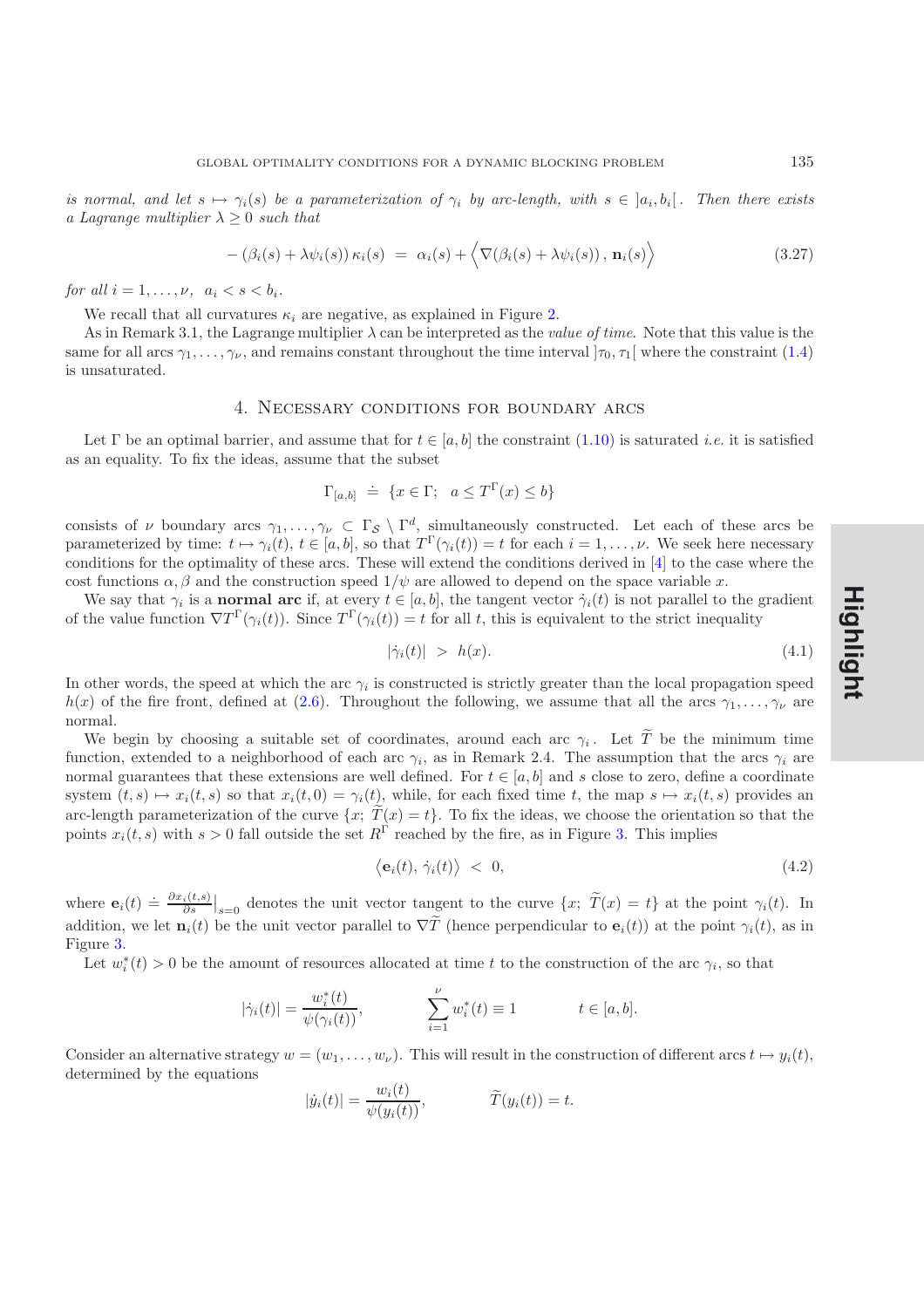*is normal, and let $s \mapsto \gamma_i(s)$ be a parameterization of $\gamma_i$ by arc-length, with $s \in \,]a_i, b_i[\,$. Then there exists a Lagrange multiplier $\lambda \geq 0$ such that*

$$-\left(\beta_i(s) + \lambda\psi_i(s)\right)\kappa_i(s) \;=\; \alpha_i(s) + \Big\langle \nabla\left(\beta_i(s) + \lambda\psi_i(s)\right),\, \mathbf{n}_i(s)\Big\rangle \tag{3.27}$$

*for all $i = 1, \ldots, \nu,\;\; a_i < s < b_i$.*

We recall that all curvatures $\kappa_i$ are negative, as explained in Figure 2.

As in Remark 3.1, the Lagrange multiplier $\lambda$ can be interpreted as the *value of time*. Note that this value is the same for all arcs $\gamma_1, \ldots, \gamma_\nu$, and remains constant throughout the time interval $]\tau_0, \tau_1[$ where the constraint (1.4) is unsaturated.

## 4. Necessary conditions for boundary arcs

Let $\Gamma$ be an optimal barrier, and assume that for $t \in [a, b]$ the constraint (1.10) is saturated *i.e.* it is satisfied as an equality. To fix the ideas, assume that the subset

$$\Gamma_{[a,b]} \;\doteq\; \{x \in \Gamma;\;\; a \leq T^\Gamma(x) \leq b\}$$

consists of $\nu$ boundary arcs $\gamma_1, \ldots, \gamma_\nu \subset \Gamma_{\mathcal{S}} \setminus \Gamma^d$, simultaneously constructed. Let each of these arcs be parameterized by time: $t \mapsto \gamma_i(t)$, $t \in [a, b]$, so that $T^\Gamma(\gamma_i(t)) = t$ for each $i = 1, \ldots, \nu$. We seek here necessary conditions for the optimality of these arcs. These will extend the conditions derived in [4] to the case where the cost functions $\alpha, \beta$ and the construction speed $1/\psi$ are allowed to depend on the space variable $x$.

We say that $\gamma_i$ is a **normal arc** if, at every $t \in [a, b]$, the tangent vector $\dot\gamma_i(t)$ is not parallel to the gradient of the value function $\nabla T^\Gamma(\gamma_i(t))$. Since $T^\Gamma(\gamma_i(t)) = t$ for all $t$, this is equivalent to the strict inequality

$$|\dot\gamma_i(t)| \;>\; h(x). \tag{4.1}$$

In other words, the speed at which the arc $\gamma_i$ is constructed is strictly greater than the local propagation speed $h(x)$ of the fire front, defined at (2.6). Throughout the following, we assume that all the arcs $\gamma_1, \ldots, \gamma_\nu$ are normal.

We begin by choosing a suitable set of coordinates, around each arc $\gamma_i$. Let $\widetilde{T}$ be the minimum time function, extended to a neighborhood of each arc $\gamma_i$, as in Remark 2.4. The assumption that the arcs $\gamma_i$ are normal guarantees that these extensions are well defined. For $t \in [a, b]$ and $s$ close to zero, define a coordinate system $(t, s) \mapsto x_i(t, s)$ so that $x_i(t, 0) = \gamma_i(t)$, while, for each fixed time $t$, the map $s \mapsto x_i(t, s)$ provides an arc-length parameterization of the curve $\{x;\; \widetilde{T}(x) = t\}$. To fix the ideas, we choose the orientation so that the points $x_i(t, s)$ with $s > 0$ fall outside the set $R^\Gamma$ reached by the fire, as in Figure 3. This implies

$$\big\langle \mathbf{e}_i(t),\, \dot\gamma_i(t)\big\rangle \;<\; 0, \tag{4.2}$$

where $\mathbf{e}_i(t) \doteq \frac{\partial x_i(t,s)}{\partial s}\big|_{s=0}$ denotes the unit vector tangent to the curve $\{x;\; \widetilde{T}(x) = t\}$ at the point $\gamma_i(t)$. In addition, we let $\mathbf{n}_i(t)$ be the unit vector parallel to $\nabla\widetilde{T}$ (hence perpendicular to $\mathbf{e}_i(t)$) at the point $\gamma_i(t)$, as in Figure 3.

Let $w_i^*(t) > 0$ be the amount of resources allocated at time $t$ to the construction of the arc $\gamma_i$, so that

$$|\dot\gamma_i(t)| = \frac{w_i^*(t)}{\psi(\gamma_i(t))}, \qquad\qquad \sum_{i=1}^{\nu} w_i^*(t) \equiv 1 \qquad\qquad t \in [a, b].$$

Consider an alternative strategy $w = (w_1, \ldots, w_\nu)$. This will result in the construction of different arcs $t \mapsto y_i(t)$, determined by the equations

$$|\dot y_i(t)| = \frac{w_i(t)}{\psi(y_i(t))}, \qquad\qquad \widetilde{T}(y_i(t)) = t.$$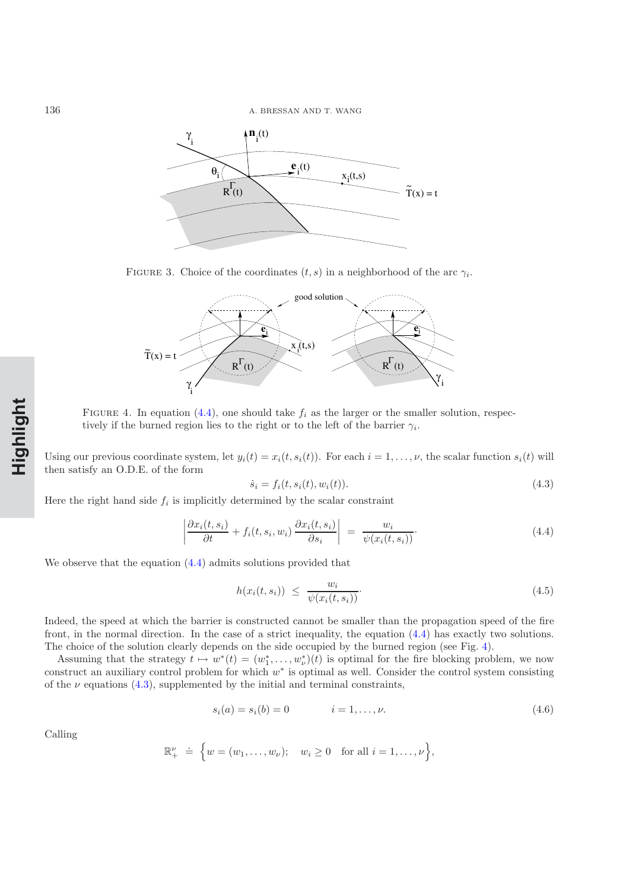FIGURE 3. Choice of the coordinates $(t, s)$ in a neighborhood of the arc $\gamma_i$.

FIGURE 4. In equation (4.4), one should take $f_i$ as the larger or the smaller solution, respectively if the burned region lies to the right or to the left of the barrier $\gamma_i$.

Using our previous coordinate system, let $y_i(t) = x_i(t, s_i(t))$. For each $i = 1, \ldots, \nu$, the scalar function $s_i(t)$ will then satisfy an O.D.E. of the form

$$\dot{s}_i = f_i(t, s_i(t), w_i(t)). \tag{4.3}$$

Here the right hand side $f_i$ is implicitly determined by the scalar constraint

$$\left| \frac{\partial x_i(t, s_i)}{\partial t} + f_i(t, s_i, w_i) \frac{\partial x_i(t, s_i)}{\partial s_i} \right| = \frac{w_i}{\psi(x_i(t, s_i))}. \tag{4.4}$$

We observe that the equation (4.4) admits solutions provided that

$$h(x_i(t, s_i)) \leq \frac{w_i}{\psi(x_i(t, s_i))}. \tag{4.5}$$

Indeed, the speed at which the barrier is constructed cannot be smaller than the propagation speed of the fire front, in the normal direction. In the case of a strict inequality, the equation (4.4) has exactly two solutions. The choice of the solution clearly depends on the side occupied by the burned region (see Fig. 4).

Assuming that the strategy $t \mapsto w^*(t) = (w_1^*, \ldots, w_\nu^*)(t)$ is optimal for the fire blocking problem, we now construct an auxiliary control problem for which $w^*$ is optimal as well. Consider the control system consisting of the $\nu$ equations (4.3), supplemented by the initial and terminal constraints,

$$s_i(a) = s_i(b) = 0 \qquad i = 1, \ldots, \nu. \tag{4.6}$$

Calling

$$\mathbb{R}_+^\nu \doteq \Big\{ w = (w_1, \ldots, w_\nu); \quad w_i \geq 0 \quad \text{for all } i = 1, \ldots, \nu \Big\},$$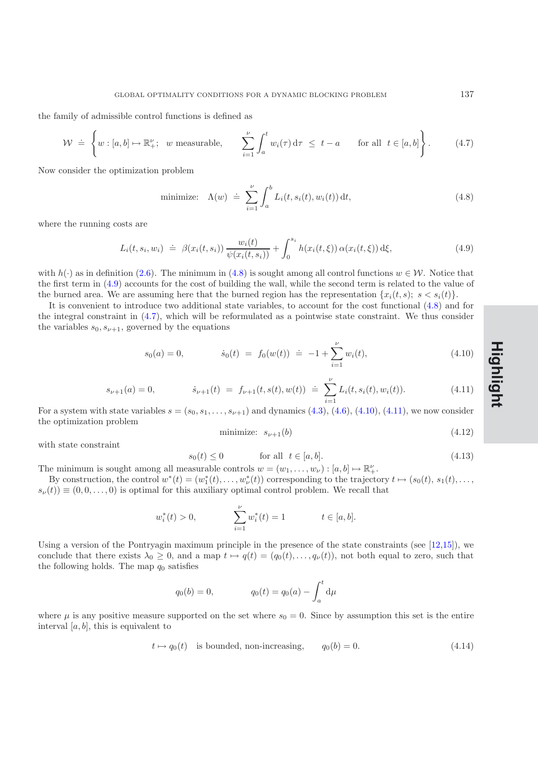the family of admissible control functions is defined as

$$\mathcal{W} \doteq \left\{ w : [a,b] \mapsto \mathbb{R}_+^\nu; \quad w \text{ measurable}, \qquad \sum_{i=1}^{\nu} \int_a^t w_i(\tau)\,\mathrm{d}\tau \;\le\; t-a \qquad \text{for all } \; t \in [a,b] \right\}. \tag{4.7}$$

Now consider the optimization problem

$$\text{minimize:} \quad \Lambda(w) \;\doteq\; \sum_{i=1}^{\nu} \int_a^b L_i(t, s_i(t), w_i(t))\,\mathrm{d}t, \tag{4.8}$$

where the running costs are

$$L_i(t, s_i, w_i) \;\doteq\; \beta(x_i(t,s_i))\,\frac{w_i(t)}{\psi(x_i(t,s_i))} + \int_0^{s_i} h(x_i(t,\xi))\,\alpha(x_i(t,\xi))\,\mathrm{d}\xi, \tag{4.9}$$

with $h(\cdot)$ as in definition (2.6). The minimum in (4.8) is sought among all control functions $w \in \mathcal{W}$. Notice that the first term in (4.9) accounts for the cost of building the wall, while the second term is related to the value of the burned area. We are assuming here that the burned region has the representation $\{x_i(t,s);\; s < s_i(t)\}$.

It is convenient to introduce two additional state variables, to account for the cost functional (4.8) and for the integral constraint in (4.7), which will be reformulated as a pointwise state constraint. We thus consider the variables $s_0, s_{\nu+1}$, governed by the equations

$$s_0(a) = 0, \qquad\qquad \dot{s}_0(t) \;=\; f_0(w(t)) \;\doteq\; -1 + \sum_{i=1}^{\nu} w_i(t), \tag{4.10}$$

$$s_{\nu+1}(a) = 0, \qquad\qquad \dot{s}_{\nu+1}(t) \;=\; f_{\nu+1}(t, s(t), w(t)) \;\doteq\; \sum_{i=1}^{\nu} L_i(t, s_i(t), w_i(t)). \tag{4.11}$$

For a system with state variables $s = (s_0, s_1, \ldots, s_{\nu+1})$ and dynamics (4.3), (4.6), (4.10), (4.11), we now consider the optimization problem

$$\text{minimize:} \;\; s_{\nu+1}(b) \tag{4.12}$$

with state constraint

$$s_0(t) \le 0 \qquad\qquad \text{for all } \; t \in [a,b]. \tag{4.13}$$

The minimum is sought among all measurable controls $w = (w_1, \ldots, w_\nu) : [a,b] \mapsto \mathbb{R}_+^\nu$.

By construction, the control $w^*(t) = (w_1^*(t), \ldots, w_\nu^*(t))$ corresponding to the trajectory $t \mapsto (s_0(t), s_1(t), \ldots, s_\nu(t)) \equiv (0, 0, \ldots, 0)$ is optimal for this auxiliary optimal control problem. We recall that

$$w_i^*(t) > 0, \qquad\qquad \sum_{i=1}^{\nu} w_i^*(t) = 1 \qquad\qquad t \in [a,b].$$

Using a version of the Pontryagin maximum principle in the presence of the state constraints (see [12,15]), we conclude that there exists $\lambda_0 \ge 0$, and a map $t \mapsto q(t) = (q_0(t), \ldots, q_\nu(t))$, not both equal to zero, such that the following holds. The map $q_0$ satisfies

$$q_0(b) = 0, \qquad\qquad q_0(t) = q_0(a) - \int_a^t \mathrm{d}\mu$$

where $\mu$ is any positive measure supported on the set where $s_0 = 0$. Since by assumption this set is the entire interval $[a,b]$, this is equivalent to

$$t \mapsto q_0(t) \quad \text{is bounded, non-increasing,} \qquad q_0(b) = 0. \tag{4.14}$$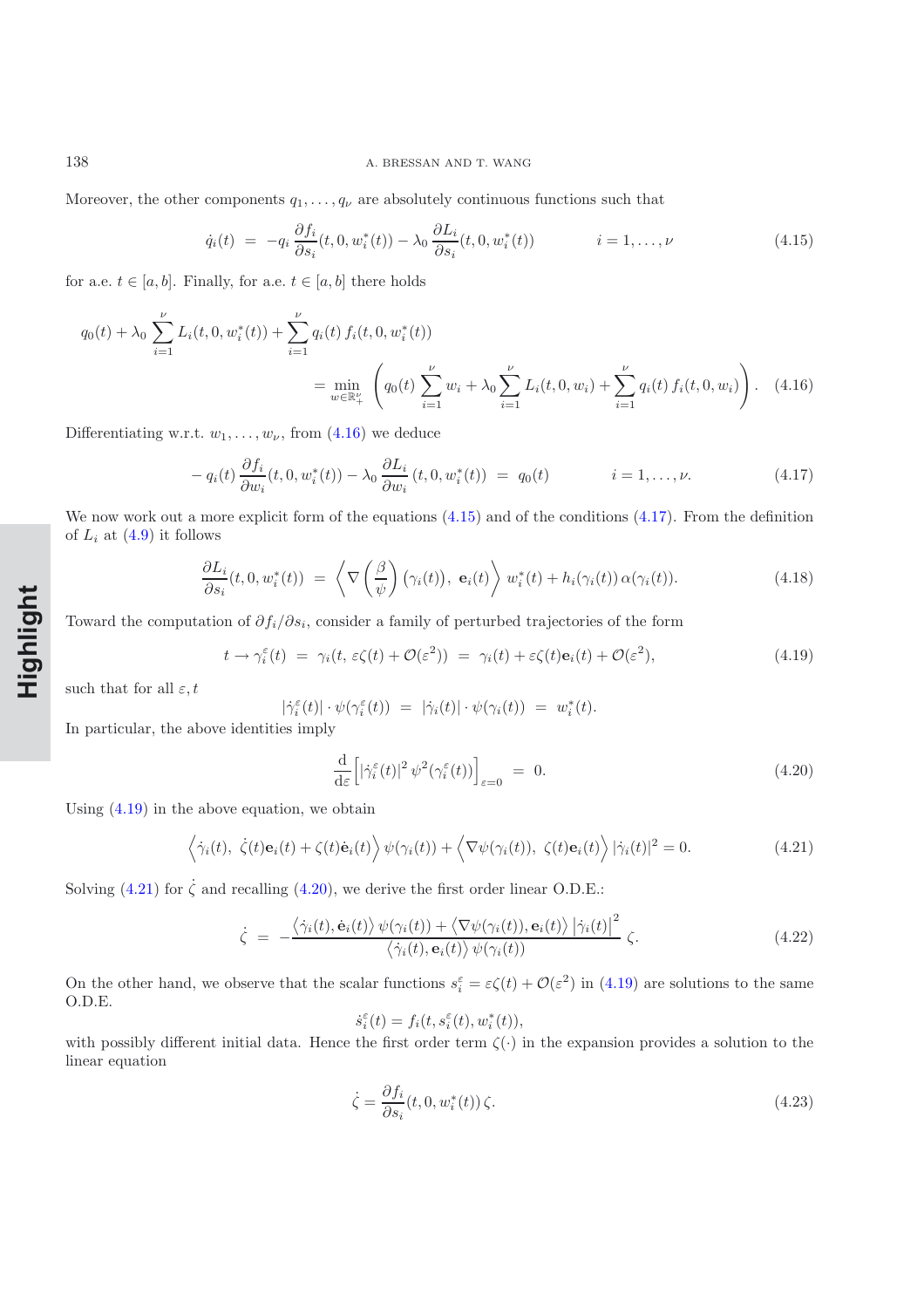Moreover, the other components $q_1, \ldots, q_\nu$ are absolutely continuous functions such that

$$\dot{q}_i(t) \;=\; -q_i \,\frac{\partial f_i}{\partial s_i}(t, 0, w_i^*(t)) - \lambda_0 \,\frac{\partial L_i}{\partial s_i}(t, 0, w_i^*(t)) \qquad\qquad i = 1, \ldots, \nu \tag{4.15}$$

for a.e. $t \in [a, b]$. Finally, for a.e. $t \in [a, b]$ there holds

$$\begin{aligned} q_0(t) + \lambda_0 \sum_{i=1}^{\nu} L_i(t, 0, w_i^*(t)) + \sum_{i=1}^{\nu} q_i(t)\, f_i(t, 0, w_i^*(t)) \\ = \min_{w \in \mathbb{R}_+^{\nu}} \left( q_0(t) \sum_{i=1}^{\nu} w_i + \lambda_0 \sum_{i=1}^{\nu} L_i(t, 0, w_i) + \sum_{i=1}^{\nu} q_i(t)\, f_i(t, 0, w_i) \right). \end{aligned} \tag{4.16}$$

Differentiating w.r.t. $w_1, \ldots, w_\nu$, from (4.16) we deduce

$$-\, q_i(t)\, \frac{\partial f_i}{\partial w_i}(t, 0, w_i^*(t)) - \lambda_0 \,\frac{\partial L_i}{\partial w_i}\,(t, 0, w_i^*(t)) \;=\; q_0(t) \qquad\qquad i = 1, \ldots, \nu. \tag{4.17}$$

We now work out a more explicit form of the equations (4.15) and of the conditions (4.17). From the definition of $L_i$ at (4.9) it follows

$$\frac{\partial L_i}{\partial s_i}(t, 0, w_i^*(t)) \;=\; \left\langle \nabla\left(\frac{\beta}{\psi}\right)(\gamma_i(t)),\; \mathbf{e}_i(t) \right\rangle w_i^*(t) + h_i(\gamma_i(t))\, \alpha(\gamma_i(t)). \tag{4.18}$$

Toward the computation of $\partial f_i / \partial s_i$, consider a family of perturbed trajectories of the form

$$t \to \gamma_i^{\varepsilon}(t) \;=\; \gamma_i(t,\, \varepsilon\zeta(t) + \mathcal{O}(\varepsilon^2)) \;=\; \gamma_i(t) + \varepsilon\zeta(t)\mathbf{e}_i(t) + \mathcal{O}(\varepsilon^2), \tag{4.19}$$

such that for all $\varepsilon, t$

$$|\dot{\gamma}_i^{\varepsilon}(t)| \cdot \psi(\gamma_i^{\varepsilon}(t)) \;=\; |\dot{\gamma}_i(t)| \cdot \psi(\gamma_i(t)) \;=\; w_i^*(t).$$

In particular, the above identities imply

$$\frac{\mathrm{d}}{\mathrm{d}\varepsilon}\Big[ |\dot{\gamma}_i^{\varepsilon}(t)|^2\, \psi^2(\gamma_i^{\varepsilon}(t)) \Big]_{\varepsilon=0} \;=\; 0. \tag{4.20}$$

Using (4.19) in the above equation, we obtain

$$\Big\langle \dot{\gamma}_i(t),\; \dot{\zeta}(t)\mathbf{e}_i(t) + \zeta(t)\dot{\mathbf{e}}_i(t) \Big\rangle\, \psi(\gamma_i(t)) + \Big\langle \nabla\psi(\gamma_i(t)),\; \zeta(t)\mathbf{e}_i(t) \Big\rangle\, |\dot{\gamma}_i(t)|^2 = 0. \tag{4.21}$$

Solving (4.21) for $\dot{\zeta}$ and recalling (4.20), we derive the first order linear O.D.E.:

$$\dot{\zeta} \;=\; -\frac{\big\langle \dot{\gamma}_i(t), \dot{\mathbf{e}}_i(t) \big\rangle\, \psi(\gamma_i(t)) + \big\langle \nabla\psi(\gamma_i(t)), \mathbf{e}_i(t) \big\rangle\, \big|\dot{\gamma}_i(t)\big|^2}{\big\langle \dot{\gamma}_i(t), \mathbf{e}_i(t) \big\rangle\, \psi(\gamma_i(t))}\, \zeta. \tag{4.22}$$

On the other hand, we observe that the scalar functions $s_i^{\varepsilon} = \varepsilon\zeta(t) + \mathcal{O}(\varepsilon^2)$ in (4.19) are solutions to the same O.D.E.

$$\dot{s}_i^{\varepsilon}(t) = f_i(t, s_i^{\varepsilon}(t), w_i^*(t)),$$

with possibly different initial data. Hence the first order term $\zeta(\cdot)$ in the expansion provides a solution to the linear equation

$$\dot{\zeta} = \frac{\partial f_i}{\partial s_i}(t, 0, w_i^*(t))\, \zeta. \tag{4.23}$$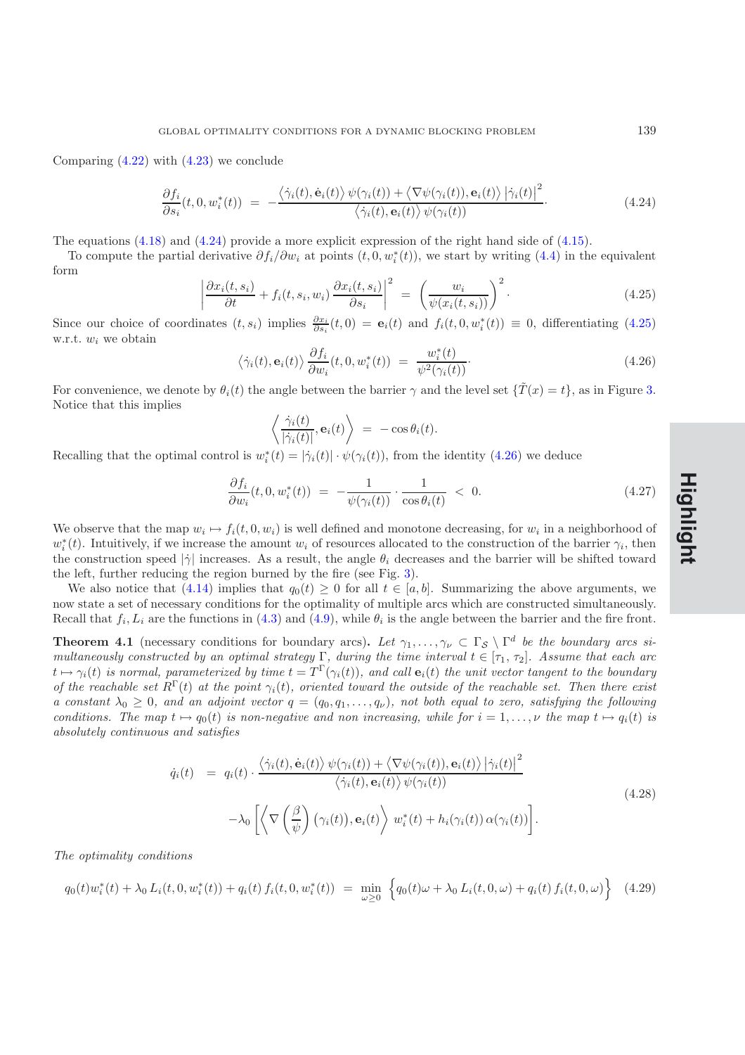Comparing (4.22) with (4.23) we conclude

$$\frac{\partial f_i}{\partial s_i}(t, 0, w_i^*(t)) \;=\; -\frac{\big\langle \dot\gamma_i(t), \dot{\mathbf{e}}_i(t)\big\rangle\, \psi(\gamma_i(t)) + \big\langle \nabla\psi(\gamma_i(t)), \mathbf{e}_i(t)\big\rangle\, \big|\dot\gamma_i(t)\big|^2}{\big\langle \dot\gamma_i(t), \mathbf{e}_i(t)\big\rangle\, \psi(\gamma_i(t))}. \tag{4.24}$$

The equations (4.18) and (4.24) provide a more explicit expression of the right hand side of (4.15).

To compute the partial derivative $\partial f_i/\partial w_i$ at points $(t, 0, w_i^*(t))$, we start by writing (4.4) in the equivalent form

$$\left|\frac{\partial x_i(t,s_i)}{\partial t} + f_i(t,s_i,w_i)\,\frac{\partial x_i(t,s_i)}{\partial s_i}\right|^2 \;=\; \left(\frac{w_i}{\psi(x_i(t,s_i))}\right)^2. \tag{4.25}$$

Since our choice of coordinates $(t, s_i)$ implies $\frac{\partial x_i}{\partial s_i}(t,0) = \mathbf{e}_i(t)$ and $f_i(t, 0, w_i^*(t)) \equiv 0$, differentiating (4.25) w.r.t. $w_i$ we obtain

$$\big\langle \dot\gamma_i(t), \mathbf{e}_i(t)\big\rangle\, \frac{\partial f_i}{\partial w_i}(t, 0, w_i^*(t)) \;=\; \frac{w_i^*(t)}{\psi^2(\gamma_i(t))}. \tag{4.26}$$

For convenience, we denote by $\theta_i(t)$ the angle between the barrier $\gamma$ and the level set $\{\tilde T(x) = t\}$, as in Figure 3. Notice that this implies

$$\left\langle \frac{\dot\gamma_i(t)}{|\dot\gamma_i(t)|}, \mathbf{e}_i(t)\right\rangle \;=\; -\cos\theta_i(t).$$

Recalling that the optimal control is $w_i^*(t) = |\dot\gamma_i(t)|\cdot\psi(\gamma_i(t))$, from the identity (4.26) we deduce

$$\frac{\partial f_i}{\partial w_i}(t, 0, w_i^*(t)) \;=\; -\frac{1}{\psi(\gamma_i(t))}\cdot\frac{1}{\cos\theta_i(t)} \;<\; 0. \tag{4.27}$$

We observe that the map $w_i \mapsto f_i(t, 0, w_i)$ is well defined and monotone decreasing, for $w_i$ in a neighborhood of $w_i^*(t)$. Intuitively, if we increase the amount $w_i$ of resources allocated to the construction of the barrier $\gamma_i$, then the construction speed $|\dot\gamma|$ increases. As a result, the angle $\theta_i$ decreases and the barrier will be shifted toward the left, further reducing the region burned by the fire (see Fig. 3).

We also notice that (4.14) implies that $q_0(t) \geq 0$ for all $t \in [a, b]$. Summarizing the above arguments, we now state a set of necessary conditions for the optimality of multiple arcs which are constructed simultaneously. Recall that $f_i, L_i$ are the functions in (4.3) and (4.9), while $\theta_i$ is the angle between the barrier and the fire front.

**Theorem 4.1** (necessary conditions for boundary arcs)**.** *Let $\gamma_1, \ldots, \gamma_\nu \subset \Gamma_{\mathcal{S}} \setminus \Gamma^d$ be the boundary arcs simultaneously constructed by an optimal strategy $\Gamma$, during the time interval $t \in [\tau_1, \tau_2]$. Assume that each arc $t \mapsto \gamma_i(t)$ is normal, parameterized by time $t = T^\Gamma(\gamma_i(t))$, and call $\mathbf{e}_i(t)$ the unit vector tangent to the boundary of the reachable set $R^\Gamma(t)$ at the point $\gamma_i(t)$, oriented toward the outside of the reachable set. Then there exist a constant $\lambda_0 \geq 0$, and an adjoint vector $q = (q_0, q_1, \ldots, q_\nu)$, not both equal to zero, satisfying the following conditions. The map $t \mapsto q_0(t)$ is non-negative and non increasing, while for $i = 1, \ldots, \nu$ the map $t \mapsto q_i(t)$ is absolutely continuous and satisfies*

$$\begin{aligned}
\dot q_i(t) \;&=\; q_i(t)\cdot\frac{\big\langle \dot\gamma_i(t), \dot{\mathbf{e}}_i(t)\big\rangle\, \psi(\gamma_i(t)) + \big\langle \nabla\psi(\gamma_i(t)), \mathbf{e}_i(t)\big\rangle\, \big|\dot\gamma_i(t)\big|^2}{\big\langle \dot\gamma_i(t), \mathbf{e}_i(t)\big\rangle\, \psi(\gamma_i(t))} \\
&\quad -\lambda_0\left[\left\langle \nabla\left(\frac{\beta}{\psi}\right)(\gamma_i(t)), \mathbf{e}_i(t)\right\rangle\, w_i^*(t) + h_i(\gamma_i(t))\,\alpha(\gamma_i(t))\right].
\end{aligned} \tag{4.28}$$

*The optimality conditions*

$$q_0(t) w_i^*(t) + \lambda_0\, L_i(t, 0, w_i^*(t)) + q_i(t)\, f_i(t, 0, w_i^*(t)) \;=\; \min_{\omega\geq 0}\;\Big\{q_0(t)\omega + \lambda_0\, L_i(t, 0, \omega) + q_i(t)\, f_i(t, 0, \omega)\Big\} \tag{4.29}$$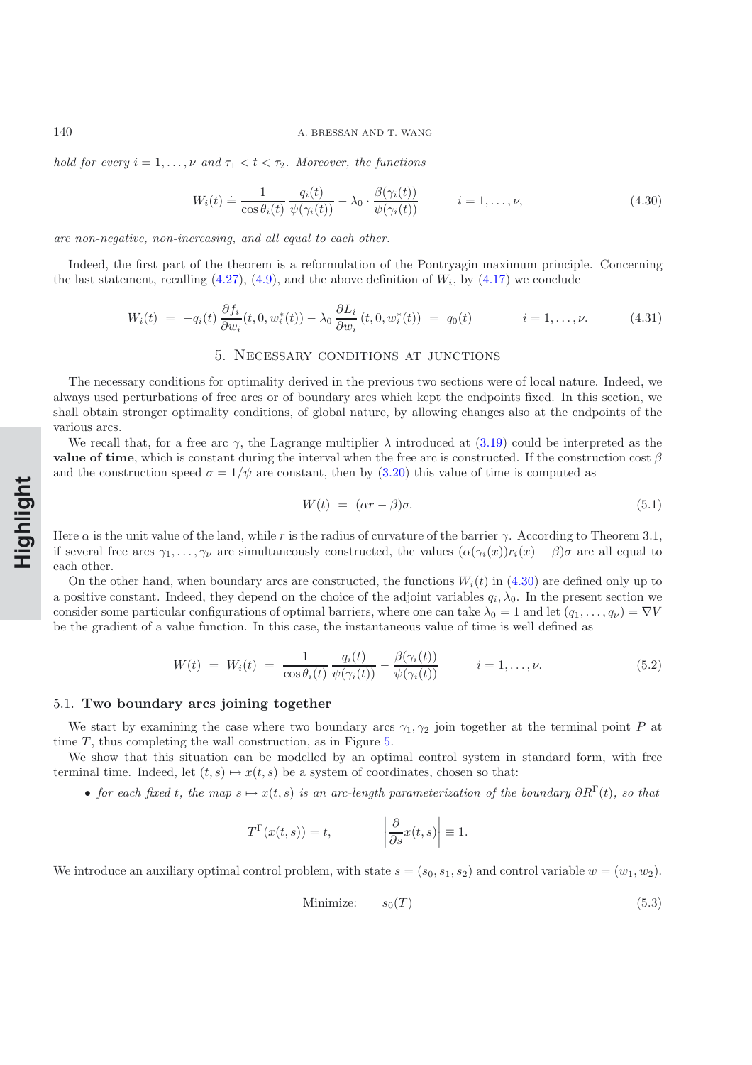*hold for every $i = 1, \ldots, \nu$ and $\tau_1 < t < \tau_2$. Moreover, the functions*

$$W_i(t) \doteq \frac{1}{\cos\theta_i(t)} \frac{q_i(t)}{\psi(\gamma_i(t))} - \lambda_0 \cdot \frac{\beta(\gamma_i(t))}{\psi(\gamma_i(t))} \qquad i = 1, \ldots, \nu, \tag{4.30}$$

*are non-negative, non-increasing, and all equal to each other.*

Indeed, the first part of the theorem is a reformulation of the Pontryagin maximum principle. Concerning the last statement, recalling (4.27), (4.9), and the above definition of $W_i$, by (4.17) we conclude

$$W_i(t) \;=\; -q_i(t)\,\frac{\partial f_i}{\partial w_i}(t, 0, w_i^*(t)) - \lambda_0\,\frac{\partial L_i}{\partial w_i}(t, 0, w_i^*(t)) \;=\; q_0(t) \qquad i = 1, \ldots, \nu. \tag{4.31}$$

## 5. Necessary conditions at junctions

The necessary conditions for optimality derived in the previous two sections were of local nature. Indeed, we always used perturbations of free arcs or of boundary arcs which kept the endpoints fixed. In this section, we shall obtain stronger optimality conditions, of global nature, by allowing changes also at the endpoints of the various arcs.

We recall that, for a free arc $\gamma$, the Lagrange multiplier $\lambda$ introduced at (3.19) could be interpreted as the **value of time**, which is constant during the interval when the free arc is constructed. If the construction cost $\beta$ and the construction speed $\sigma = 1/\psi$ are constant, then by (3.20) this value of time is computed as

$$W(t) \;=\; (\alpha r - \beta)\sigma. \tag{5.1}$$

Here $\alpha$ is the unit value of the land, while $r$ is the radius of curvature of the barrier $\gamma$. According to Theorem 3.1, if several free arcs $\gamma_1, \ldots, \gamma_\nu$ are simultaneously constructed, the values $(\alpha(\gamma_i(x))r_i(x) - \beta)\sigma$ are all equal to each other.

On the other hand, when boundary arcs are constructed, the functions $W_i(t)$ in (4.30) are defined only up to a positive constant. Indeed, they depend on the choice of the adjoint variables $q_i, \lambda_0$. In the present section we consider some particular configurations of optimal barriers, where one can take $\lambda_0 = 1$ and let $(q_1, \ldots, q_\nu) = \nabla V$ be the gradient of a value function. In this case, the instantaneous value of time is well defined as

$$W(t) \;=\; W_i(t) \;=\; \frac{1}{\cos\theta_i(t)}\,\frac{q_i(t)}{\psi(\gamma_i(t))} - \frac{\beta(\gamma_i(t))}{\psi(\gamma_i(t))} \qquad i = 1, \ldots, \nu. \tag{5.2}$$

### 5.1. Two boundary arcs joining together

We start by examining the case where two boundary arcs $\gamma_1, \gamma_2$ join together at the terminal point $P$ at time $T$, thus completing the wall construction, as in Figure 5.

We show that this situation can be modelled by an optimal control system in standard form, with free terminal time. Indeed, let $(t, s) \mapsto x(t, s)$ be a system of coordinates, chosen so that:

- *for each fixed $t$, the map $s \mapsto x(t, s)$ is an arc-length parameterization of the boundary $\partial R^\Gamma(t)$, so that*

$$T^\Gamma(x(t, s)) = t, \qquad\qquad \left|\frac{\partial}{\partial s} x(t, s)\right| \equiv 1.$$

We introduce an auxiliary optimal control problem, with state $s = (s_0, s_1, s_2)$ and control variable $w = (w_1, w_2)$.

$$\text{Minimize:} \qquad s_0(T) \tag{5.3}$$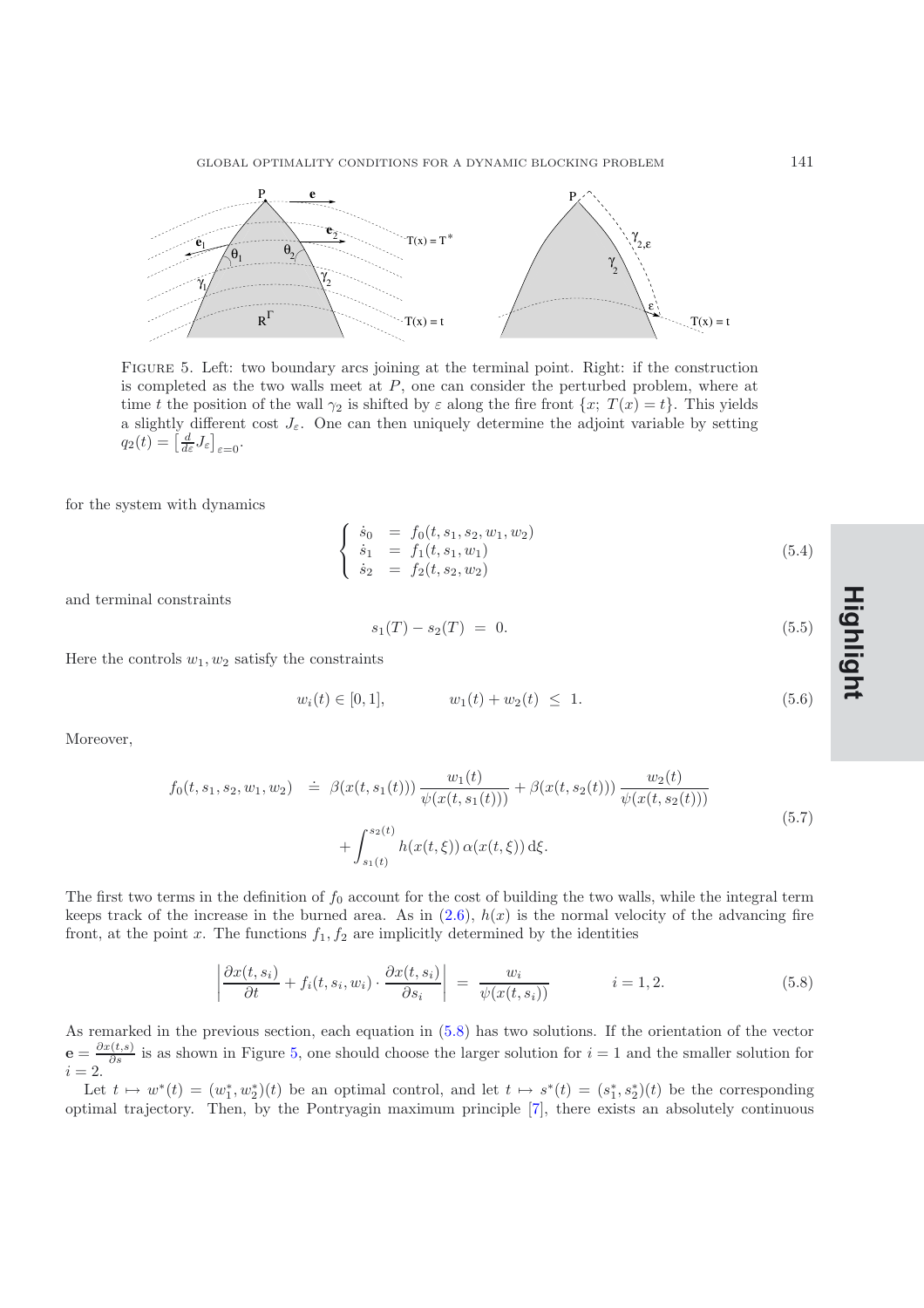Figure 5. Left: two boundary arcs joining at the terminal point. Right: if the construction is completed as the two walls meet at $P$, one can consider the perturbed problem, where at time $t$ the position of the wall $\gamma_2$ is shifted by $\varepsilon$ along the fire front $\{x;\ T(x) = t\}$. This yields a slightly different cost $J_\varepsilon$. One can then uniquely determine the adjoint variable by setting $q_2(t) = \left[\frac{d}{d\varepsilon} J_\varepsilon\right]_{\varepsilon=0}$.

for the system with dynamics

$$\begin{cases} \dot{s}_0 &= f_0(t, s_1, s_2, w_1, w_2) \\ \dot{s}_1 &= f_1(t, s_1, w_1) \\ \dot{s}_2 &= f_2(t, s_2, w_2) \end{cases} \tag{5.4}$$

and terminal constraints

$$s_1(T) - s_2(T) \ = \ 0. \tag{5.5}$$

Here the controls $w_1, w_2$ satisfy the constraints

$$w_i(t) \in [0, 1], \qquad\qquad w_1(t) + w_2(t) \ \leq \ 1. \tag{5.6}$$

Moreover,

$$\begin{aligned} f_0(t, s_1, s_2, w_1, w_2) \ &\doteq \ \beta(x(t, s_1(t)))\, \frac{w_1(t)}{\psi(x(t, s_1(t)))} + \beta(x(t, s_2(t)))\, \frac{w_2(t)}{\psi(x(t, s_2(t)))} \\ &\qquad + \int_{s_1(t)}^{s_2(t)} h(x(t, \xi))\, \alpha(x(t, \xi))\, \mathrm{d}\xi. \end{aligned} \tag{5.7}$$

The first two terms in the definition of $f_0$ account for the cost of building the two walls, while the integral term keeps track of the increase in the burned area. As in (2.6), $h(x)$ is the normal velocity of the advancing fire front, at the point $x$. The functions $f_1, f_2$ are implicitly determined by the identities

$$\left| \frac{\partial x(t, s_i)}{\partial t} + f_i(t, s_i, w_i) \cdot \frac{\partial x(t, s_i)}{\partial s_i} \right| \ = \ \frac{w_i}{\psi(x(t, s_i))} \qquad\qquad i = 1, 2. \tag{5.8}$$

As remarked in the previous section, each equation in (5.8) has two solutions. If the orientation of the vector $\mathbf{e} = \frac{\partial x(t,s)}{\partial s}$ is as shown in Figure 5, one should choose the larger solution for $i = 1$ and the smaller solution for $i = 2$.

Let $t \mapsto w^*(t) = (w_1^*, w_2^*)(t)$ be an optimal control, and let $t \mapsto s^*(t) = (s_1^*, s_2^*)(t)$ be the corresponding optimal trajectory. Then, by the Pontryagin maximum principle [7], there exists an absolutely continuous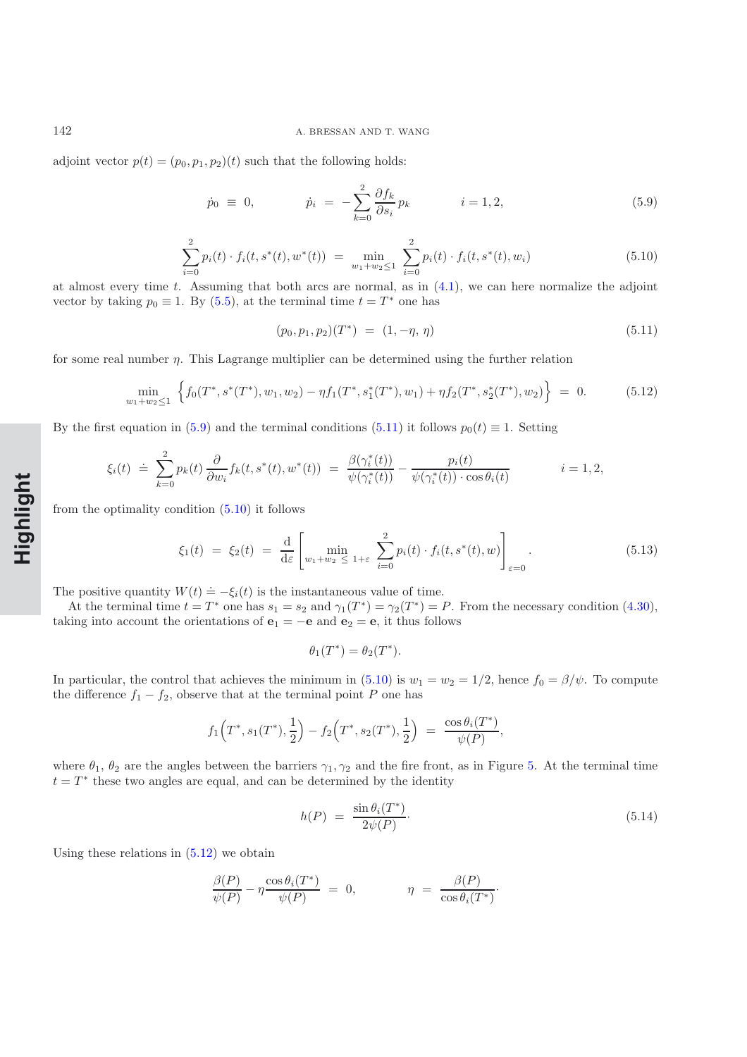adjoint vector $p(t) = (p_0, p_1, p_2)(t)$ such that the following holds:

$$\dot{p}_0 \equiv 0, \qquad \dot{p}_i = -\sum_{k=0}^{2} \frac{\partial f_k}{\partial s_i} p_k \qquad i = 1, 2, \tag{5.9}$$

$$\sum_{i=0}^{2} p_i(t) \cdot f_i(t, s^*(t), w^*(t)) = \min_{w_1+w_2 \le 1} \sum_{i=0}^{2} p_i(t) \cdot f_i(t, s^*(t), w_i) \tag{5.10}$$

at almost every time $t$. Assuming that both arcs are normal, as in (4.1), we can here normalize the adjoint vector by taking $p_0 \equiv 1$. By (5.5), at the terminal time $t = T^*$ one has

$$(p_0, p_1, p_2)(T^*) = (1, -\eta, \eta) \tag{5.11}$$

for some real number $\eta$. This Lagrange multiplier can be determined using the further relation

$$\min_{w_1+w_2 \le 1} \Big\{ f_0(T^*, s^*(T^*), w_1, w_2) - \eta f_1(T^*, s_1^*(T^*), w_1) + \eta f_2(T^*, s_2^*(T^*), w_2) \Big\} = 0. \tag{5.12}$$

By the first equation in (5.9) and the terminal conditions (5.11) it follows $p_0(t) \equiv 1$. Setting

$$\xi_i(t) \doteq \sum_{k=0}^{2} p_k(t) \frac{\partial}{\partial w_i} f_k(t, s^*(t), w^*(t)) = \frac{\beta(\gamma_i^*(t))}{\psi(\gamma_i^*(t))} - \frac{p_i(t)}{\psi(\gamma_i^*(t)) \cdot \cos\theta_i(t)} \qquad i = 1, 2,$$

from the optimality condition (5.10) it follows

$$\xi_1(t) = \xi_2(t) = \frac{\mathrm{d}}{\mathrm{d}\varepsilon} \left[ \min_{w_1+w_2 \le 1+\varepsilon} \sum_{i=0}^{2} p_i(t) \cdot f_i(t, s^*(t), w) \right]_{\varepsilon=0}. \tag{5.13}$$

The positive quantity $W(t) \doteq -\xi_i(t)$ is the instantaneous value of time.

At the terminal time $t = T^*$ one has $s_1 = s_2$ and $\gamma_1(T^*) = \gamma_2(T^*) = P$. From the necessary condition (4.30), taking into account the orientations of $\mathbf{e}_1 = -\mathbf{e}$ and $\mathbf{e}_2 = \mathbf{e}$, it thus follows

$$\theta_1(T^*) = \theta_2(T^*).$$

In particular, the control that achieves the minimum in (5.10) is $w_1 = w_2 = 1/2$, hence $f_0 = \beta/\psi$. To compute the difference $f_1 - f_2$, observe that at the terminal point $P$ one has

$$f_1\Big(T^*, s_1(T^*), \frac{1}{2}\Big) - f_2\Big(T^*, s_2(T^*), \frac{1}{2}\Big) = \frac{\cos\theta_i(T^*)}{\psi(P)},$$

where $\theta_1$, $\theta_2$ are the angles between the barriers $\gamma_1, \gamma_2$ and the fire front, as in Figure 5. At the terminal time $t = T^*$ these two angles are equal, and can be determined by the identity

$$h(P) = \frac{\sin\theta_i(T^*)}{2\psi(P)}. \tag{5.14}$$

Using these relations in (5.12) we obtain

$$\frac{\beta(P)}{\psi(P)} - \eta \frac{\cos\theta_i(T^*)}{\psi(P)} = 0, \qquad \eta = \frac{\beta(P)}{\cos\theta_i(T^*)}.$$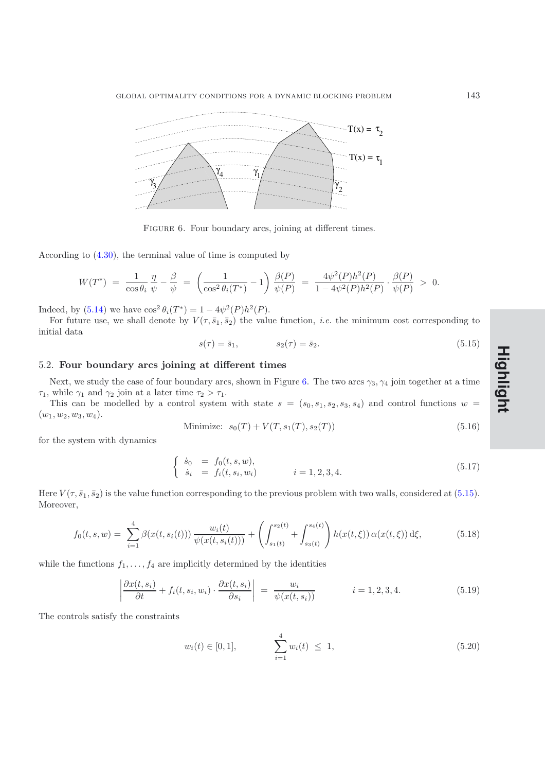FIGURE 6. Four boundary arcs, joining at different times.

According to (4.30), the terminal value of time is computed by

$$W(T^*) \;=\; \frac{1}{\cos\theta_i}\,\frac{\eta}{\psi} - \frac{\beta}{\psi} \;=\; \left(\frac{1}{\cos^2\theta_i(T^*)} - 1\right)\frac{\beta(P)}{\psi(P)} \;=\; \frac{4\psi^2(P)h^2(P)}{1-4\psi^2(P)h^2(P)}\cdot\frac{\beta(P)}{\psi(P)} \;>\; 0.$$

Indeed, by (5.14) we have $\cos^2\theta_i(T^*) = 1 - 4\psi^2(P)h^2(P)$.

For future use, we shall denote by $V(\tau,\bar{s}_1,\bar{s}_2)$ the value function, *i.e.* the minimum cost corresponding to initial data

$$s(\tau) = \bar{s}_1, \qquad\qquad s_2(\tau) = \bar{s}_2. \tag{5.15}$$

## 5.2. **Four boundary arcs joining at different times**

Next, we study the case of four boundary arcs, shown in Figure 6. The two arcs $\gamma_3, \gamma_4$ join together at a time $\tau_1$, while $\gamma_1$ and $\gamma_2$ join at a later time $\tau_2 > \tau_1$.

This can be modelled by a control system with state $s = (s_0, s_1, s_2, s_3, s_4)$ and control functions $w = (w_1, w_2, w_3, w_4)$.

$$\text{Minimize:}\;\; s_0(T) + V(T, s_1(T), s_2(T)) \tag{5.16}$$

for the system with dynamics

$$\left\{\begin{array}{rcll} \dot{s}_0 &=& f_0(t,s,w), & \\ \dot{s}_i &=& f_i(t,s_i,w_i) & \qquad i=1,2,3,4. \end{array}\right. \tag{5.17}$$

Here $V(\tau,\bar{s}_1,\bar{s}_2)$ is the value function corresponding to the previous problem with two walls, considered at (5.15). Moreover,

$$f_0(t,s,w) = \sum_{i=1}^{4}\beta(x(t,s_i(t)))\,\frac{w_i(t)}{\psi(x(t,s_i(t)))} + \left(\int_{s_1(t)}^{s_2(t)} + \int_{s_3(t)}^{s_4(t)}\right) h(x(t,\xi))\,\alpha(x(t,\xi))\,\mathrm{d}\xi, \tag{5.18}$$

while the functions $f_1,\ldots,f_4$ are implicitly determined by the identities

$$\left|\frac{\partial x(t,s_i)}{\partial t} + f_i(t,s_i,w_i)\cdot\frac{\partial x(t,s_i)}{\partial s_i}\right| \;=\; \frac{w_i}{\psi(x(t,s_i))} \qquad\qquad i=1,2,3,4. \tag{5.19}$$

The controls satisfy the constraints

$$w_i(t)\in[0,1], \qquad\qquad \sum_{i=1}^{4} w_i(t) \;\leq\; 1, \tag{5.20}$$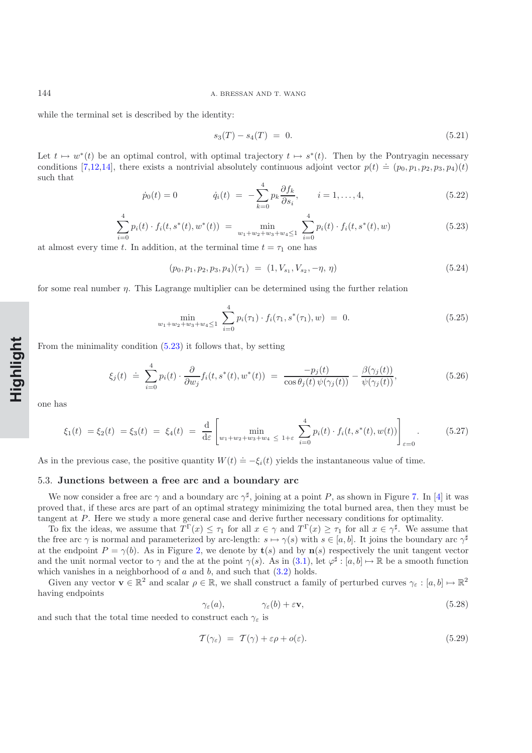while the terminal set is described by the identity:

$$s_3(T) - s_4(T) \;=\; 0. \tag{5.21}$$

Let $t \mapsto w^*(t)$ be an optimal control, with optimal trajectory $t \mapsto s^*(t)$. Then by the Pontryagin necessary conditions [7,12,14], there exists a nontrivial absolutely continuous adjoint vector $p(t) \doteq (p_0, p_1, p_2, p_3, p_4)(t)$ such that

$$\dot p_0(t) = 0 \qquad\qquad \dot q_i(t) \;=\; -\sum_{k=0}^{4} p_k \frac{\partial f_k}{\partial s_i}, \qquad i = 1, \ldots, 4, \tag{5.22}$$

$$\sum_{i=0}^{4} p_i(t) \cdot f_i(t, s^*(t), w^*(t)) \;=\; \min_{w_1+w_2+w_3+w_4 \le 1} \; \sum_{i=0}^{4} p_i(t) \cdot f_i(t, s^*(t), w) \tag{5.23}$$

at almost every time $t$. In addition, at the terminal time $t = \tau_1$ one has

$$(p_0, p_1, p_2, p_3, p_4)(\tau_1) \;=\; (1, V_{s_1}, V_{s_2}, -\eta, \,\eta) \tag{5.24}$$

for some real number $\eta$. This Lagrange multiplier can be determined using the further relation

$$\min_{w_1+w_2+w_3+w_4 \le 1} \; \sum_{i=0}^{4} p_i(\tau_1) \cdot f_i(\tau_1, s^*(\tau_1), w) \;=\; 0. \tag{5.25}$$

From the minimality condition (5.23) it follows that, by setting

$$\xi_j(t) \;\doteq\; \sum_{i=0}^{4} p_i(t) \cdot \frac{\partial}{\partial w_j} f_i(t, s^*(t), w^*(t)) \;=\; \frac{-p_j(t)}{\cos\theta_j(t)\, \psi(\gamma_j(t))} - \frac{\beta(\gamma_j(t))}{\psi(\gamma_j(t))}, \tag{5.26}$$

one has

$$\xi_1(t) \;= \xi_2(t) \;= \xi_3(t) \;=\; \xi_4(t) \;=\; \frac{\mathrm{d}}{\mathrm{d}\varepsilon}\left[ \min_{w_1+w_2+w_3+w_4 \;\le\; 1+\varepsilon} \; \sum_{i=0}^{4} p_i(t) \cdot f_i(t, s^*(t), w(t)) \right]_{\varepsilon=0}. \tag{5.27}$$

As in the previous case, the positive quantity $W(t) \doteq -\xi_i(t)$ yields the instantaneous value of time.

### 5.3. **Junctions between a free arc and a boundary arc**

We now consider a free arc $\gamma$ and a boundary arc $\gamma^\sharp$, joining at a point $P$, as shown in Figure 7. In [4] it was proved that, if these arcs are part of an optimal strategy minimizing the total burned area, then they must be tangent at $P$. Here we study a more general case and derive further necessary conditions for optimality.

To fix the ideas, we assume that $T^\Gamma(x) \le \tau_1$ for all $x \in \gamma$ and $T^\Gamma(x) \ge \tau_1$ for all $x \in \gamma^\sharp$. We assume that the free arc $\gamma$ is normal and parameterized by arc-length: $s \mapsto \gamma(s)$ with $s \in [a, b]$. It joins the boundary arc $\gamma^\sharp$ at the endpoint $P = \gamma(b)$. As in Figure 2, we denote by $\mathbf{t}(s)$ and by $\mathbf{n}(s)$ respectively the unit tangent vector and the unit normal vector to $\gamma$ and the at the point $\gamma(s)$. As in (3.1), let $\varphi^\sharp : [a, b] \mapsto \mathbb{R}$ be a smooth function which vanishes in a neighborhood of $a$ and $b$, and such that (3.2) holds.

Given any vector $\mathbf{v} \in \mathbb{R}^2$ and scalar $\rho \in \mathbb{R}$, we shall construct a family of perturbed curves $\gamma_\varepsilon : [a, b] \mapsto \mathbb{R}^2$ having endpoints

$$\gamma_\varepsilon(a), \qquad\qquad \gamma_\varepsilon(b) + \varepsilon\mathbf{v}, \tag{5.28}$$

and such that the total time needed to construct each $\gamma_\varepsilon$ is

$$\mathcal{T}(\gamma_\varepsilon) \;=\; \mathcal{T}(\gamma) + \varepsilon\rho + o(\varepsilon). \tag{5.29}$$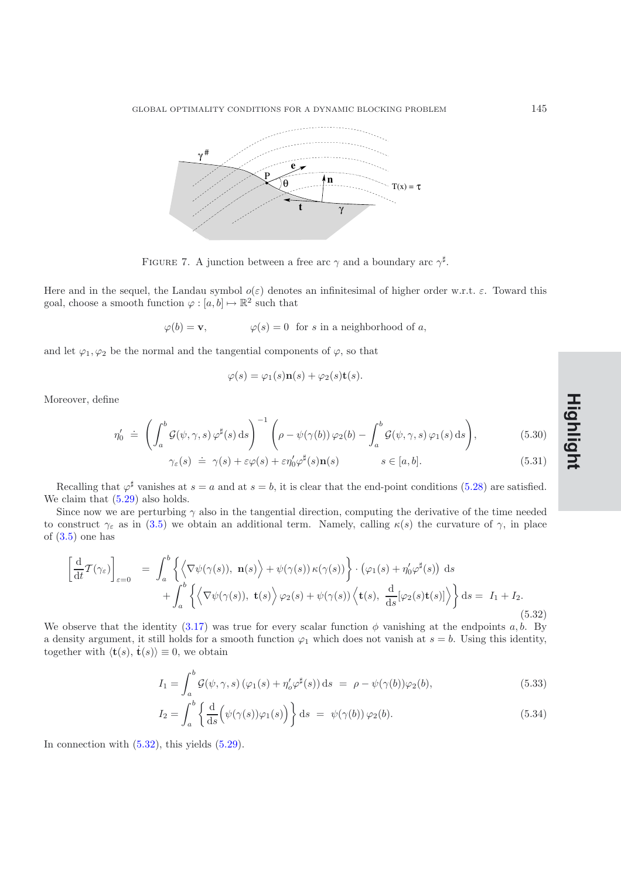FIGURE 7. A junction between a free arc $\gamma$ and a boundary arc $\gamma^\sharp$.

Here and in the sequel, the Landau symbol $o(\varepsilon)$ denotes an infinitesimal of higher order w.r.t. $\varepsilon$. Toward this goal, choose a smooth function $\varphi : [a,b] \mapsto \mathbb{R}^2$ such that

$$\varphi(b) = \mathbf{v}, \qquad \varphi(s) = 0 \quad \text{for } s \text{ in a neighborhood of } a,$$

and let $\varphi_1, \varphi_2$ be the normal and the tangential components of $\varphi$, so that

$$\varphi(s) = \varphi_1(s)\mathbf{n}(s) + \varphi_2(s)\mathbf{t}(s).$$

Moreover, define

$$\eta_0' \doteq \left( \int_a^b \mathcal{G}(\psi, \gamma, s)\, \varphi^\sharp(s)\, \mathrm{d}s \right)^{-1} \left( \rho - \psi(\gamma(b))\, \varphi_2(b) - \int_a^b \mathcal{G}(\psi, \gamma, s)\, \varphi_1(s)\, \mathrm{d}s \right), \tag{5.30}$$

$$\gamma_\varepsilon(s) \doteq \gamma(s) + \varepsilon\varphi(s) + \varepsilon\eta_0'\varphi^\sharp(s)\mathbf{n}(s) \qquad s \in [a,b]. \tag{5.31}$$

Recalling that $\varphi^\sharp$ vanishes at $s = a$ and at $s = b$, it is clear that the end-point conditions (5.28) are satisfied. We claim that (5.29) also holds.

Since now we are perturbing $\gamma$ also in the tangential direction, computing the derivative of the time needed to construct $\gamma_\varepsilon$ as in (3.5) we obtain an additional term. Namely, calling $\kappa(s)$ the curvature of $\gamma$, in place of (3.5) one has

$$\begin{aligned}\left[\frac{\mathrm{d}}{\mathrm{d}t}\mathcal{T}(\gamma_\varepsilon)\right]_{\varepsilon=0} \;&=\; \int_a^b \Big\{ \Big\langle \nabla\psi(\gamma(s)),\ \mathbf{n}(s) \Big\rangle + \psi(\gamma(s))\, \kappa(\gamma(s)) \Big\} \cdot \big(\varphi_1(s) + \eta_0'\varphi^\sharp(s)\big)\ \mathrm{d}s \\ &\quad + \int_a^b \Big\{ \Big\langle \nabla\psi(\gamma(s)),\ \mathbf{t}(s) \Big\rangle \varphi_2(s) + \psi(\gamma(s)) \Big\langle \mathbf{t}(s),\ \frac{\mathrm{d}}{\mathrm{d}s}[\varphi_2(s)\mathbf{t}(s)] \Big\rangle \Big\}\, \mathrm{d}s = \ I_1 + I_2.\end{aligned} \tag{5.32}$$

We observe that the identity (3.17) was true for every scalar function $\phi$ vanishing at the endpoints $a, b$. By a density argument, it still holds for a smooth function $\varphi_1$ which does not vanish at $s = b$. Using this identity, together with $\langle \mathbf{t}(s), \dot{\mathbf{t}}(s) \rangle \equiv 0$, we obtain

$$I_1 = \int_a^b \mathcal{G}(\psi, \gamma, s)\, (\varphi_1(s) + \eta_o'\varphi^\sharp(s))\, \mathrm{d}s \ = \ \rho - \psi(\gamma(b))\varphi_2(b), \tag{5.33}$$

$$I_2 = \int_a^b \left\{ \frac{\mathrm{d}}{\mathrm{d}s}\Big( \psi(\gamma(s))\varphi_1(s) \Big) \right\} \mathrm{d}s \ = \ \psi(\gamma(b))\, \varphi_2(b). \tag{5.34}$$

In connection with (5.32), this yields (5.29).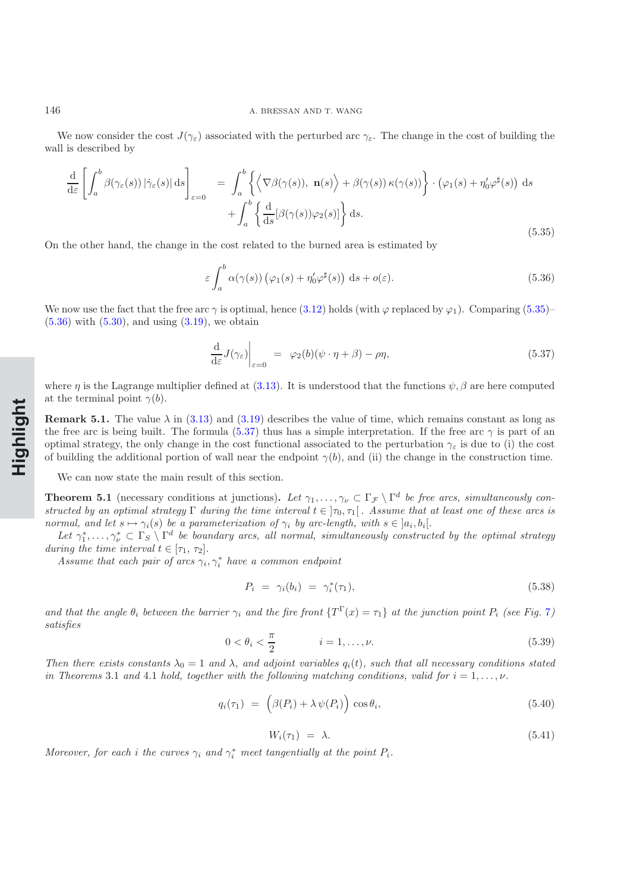We now consider the cost $J(\gamma_\varepsilon)$ associated with the perturbed arc $\gamma_\varepsilon$. The change in the cost of building the wall is described by

$$\frac{\mathrm{d}}{\mathrm{d}\varepsilon}\left[\int_a^b \beta(\gamma_\varepsilon(s))\,|\dot\gamma_\varepsilon(s)|\,\mathrm{d}s\right]_{\varepsilon=0} = \int_a^b \Big\{\Big\langle \nabla\beta(\gamma(s)),\ \mathbf{n}(s)\Big\rangle + \beta(\gamma(s))\,\kappa(\gamma(s))\Big\}\cdot\big(\varphi_1(s)+\eta_0'\varphi^\sharp(s)\big)\ \mathrm{d}s + \int_a^b \left\{\frac{\mathrm{d}}{\mathrm{d}s}[\beta(\gamma(s))\varphi_2(s)]\right\}\mathrm{d}s. \tag{5.35}$$

On the other hand, the change in the cost related to the burned area is estimated by

$$\varepsilon\int_a^b \alpha(\gamma(s))\big(\varphi_1(s)+\eta_0'\varphi^\sharp(s)\big)\ \mathrm{d}s + o(\varepsilon). \tag{5.36}$$

We now use the fact that the free arc $\gamma$ is optimal, hence (3.12) holds (with $\varphi$ replaced by $\varphi_1$). Comparing (5.35)–(5.36) with (5.30), and using (3.19), we obtain

$$\frac{\mathrm{d}}{\mathrm{d}\varepsilon}J(\gamma_\varepsilon)\Big|_{\varepsilon=0} = \varphi_2(b)(\psi\cdot\eta+\beta)-\rho\eta, \tag{5.37}$$

where $\eta$ is the Lagrange multiplier defined at (3.13). It is understood that the functions $\psi,\beta$ are here computed at the terminal point $\gamma(b)$.

**Remark 5.1.** The value $\lambda$ in (3.13) and (3.19) describes the value of time, which remains constant as long as the free arc is being built. The formula (5.37) thus has a simple interpretation. If the free arc $\gamma$ is part of an optimal strategy, the only change in the cost functional associated to the perturbation $\gamma_\varepsilon$ is due to (i) the cost of building the additional portion of wall near the endpoint $\gamma(b)$, and (ii) the change in the construction time.

We can now state the main result of this section.

**Theorem 5.1** (necessary conditions at junctions)**.** *Let $\gamma_1,\ldots,\gamma_\nu\subset\Gamma_{\mathcal F}\setminus\Gamma^d$ be free arcs, simultaneously constructed by an optimal strategy $\Gamma$ during the time interval $t\in\,]\tau_0,\tau_1[$. Assume that at least one of these arcs is normal, and let $s\mapsto\gamma_i(s)$ be a parameterization of $\gamma_i$ by arc-length, with $s\in\,]a_i,b_i[$.*

*Let $\gamma_1^*,\ldots,\gamma_\nu^*\subset\Gamma_S\setminus\Gamma^d$ be boundary arcs, all normal, simultaneously constructed by the optimal strategy during the time interval $t\in[\tau_1,\tau_2]$.*

*Assume that each pair of arcs $\gamma_i,\gamma_i^*$ have a common endpoint*

$$P_i = \gamma_i(b_i) = \gamma_i^*(\tau_1), \tag{5.38}$$

*and that the angle $\theta_i$ between the barrier $\gamma_i$ and the fire front $\{T^\Gamma(x)=\tau_1\}$ at the junction point $P_i$ (see Fig. 7) satisfies*

$$0<\theta_i<\frac{\pi}{2}\qquad\qquad i=1,\ldots,\nu. \tag{5.39}$$

*Then there exists constants $\lambda_0=1$ and $\lambda$, and adjoint variables $q_i(t)$, such that all necessary conditions stated in Theorems 3.1 and 4.1 hold, together with the following matching conditions, valid for $i=1,\ldots,\nu$.*

$$q_i(\tau_1) = \Big(\beta(P_i)+\lambda\,\psi(P_i)\Big)\cos\theta_i, \tag{5.40}$$

$$W_i(\tau_1) = \lambda. \tag{5.41}$$

*Moreover, for each $i$ the curves $\gamma_i$ and $\gamma_i^*$ meet tangentially at the point $P_i$.*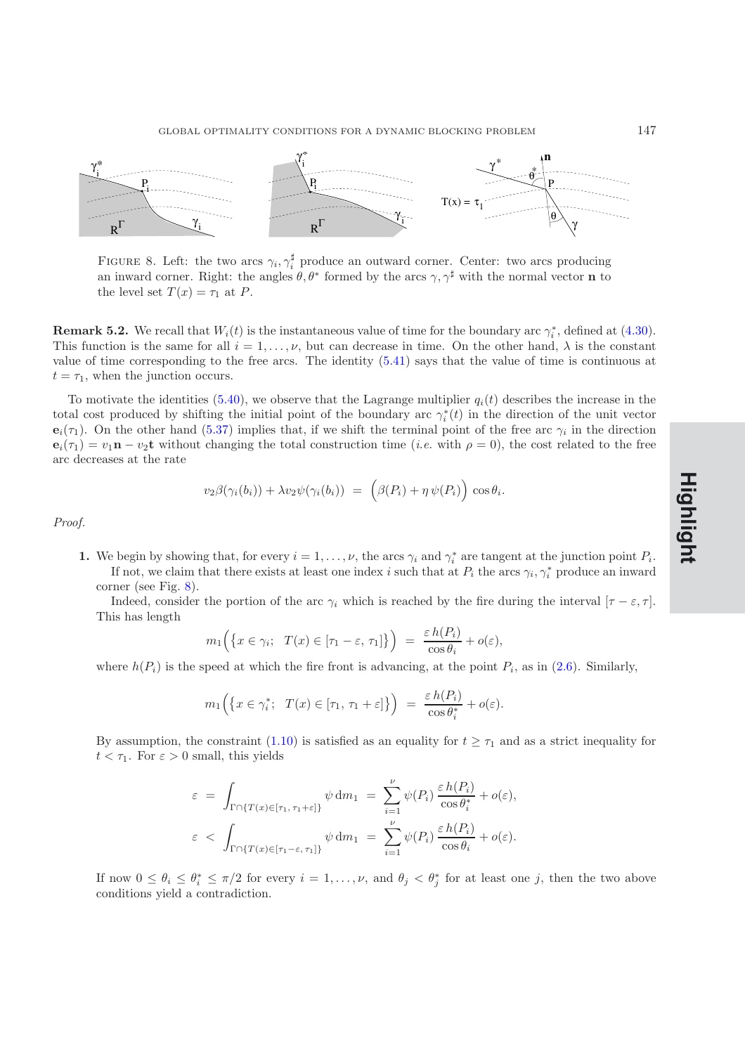FIGURE 8. Left: the two arcs $\gamma_i, \gamma_i^\sharp$ produce an outward corner. Center: two arcs producing an inward corner. Right: the angles $\theta, \theta^*$ formed by the arcs $\gamma, \gamma^\sharp$ with the normal vector $\mathbf{n}$ to the level set $T(x) = \tau_1$ at $P$.

**Remark 5.2.** We recall that $W_i(t)$ is the instantaneous value of time for the boundary arc $\gamma_i^*$, defined at (4.30). This function is the same for all $i = 1, \ldots, \nu$, but can decrease in time. On the other hand, $\lambda$ is the constant value of time corresponding to the free arcs. The identity (5.41) says that the value of time is continuous at $t = \tau_1$, when the junction occurs.

To motivate the identities (5.40), we observe that the Lagrange multiplier $q_i(t)$ describes the increase in the total cost produced by shifting the initial point of the boundary arc $\gamma_i^*(t)$ in the direction of the unit vector $\mathbf{e}_i(\tau_1)$. On the other hand (5.37) implies that, if we shift the terminal point of the free arc $\gamma_i$ in the direction $\mathbf{e}_i(\tau_1) = v_1\mathbf{n} - v_2\mathbf{t}$ without changing the total construction time (*i.e.* with $\rho = 0$), the cost related to the free arc decreases at the rate

$$v_2\beta(\gamma_i(b_i)) + \lambda v_2\psi(\gamma_i(b_i)) \;=\; \Big(\beta(P_i) + \eta\,\psi(P_i)\Big)\,\cos\theta_i.$$

*Proof.*

**1.** We begin by showing that, for every $i = 1, \ldots, \nu$, the arcs $\gamma_i$ and $\gamma_i^*$ are tangent at the junction point $P_i$.
If not, we claim that there exists at least one index $i$ such that at $P_i$ the arcs $\gamma_i, \gamma_i^*$ produce an inward corner (see Fig. 8).

Indeed, consider the portion of the arc $\gamma_i$ which is reached by the fire during the interval $[\tau - \varepsilon, \tau]$. This has length

$$m_1\Big(\big\{x \in \gamma_i;\;\; T(x) \in [\tau_1 - \varepsilon,\, \tau_1]\big\}\Big) \;=\; \frac{\varepsilon\, h(P_i)}{\cos\theta_i} + o(\varepsilon),$$

where $h(P_i)$ is the speed at which the fire front is advancing, at the point $P_i$, as in (2.6). Similarly,

$$m_1\Big(\big\{x \in \gamma_i^*;\;\; T(x) \in [\tau_1,\, \tau_1 + \varepsilon]\big\}\Big) \;=\; \frac{\varepsilon\, h(P_i)}{\cos\theta_i^*} + o(\varepsilon).$$

By assumption, the constraint (1.10) is satisfied as an equality for $t \geq \tau_1$ and as a strict inequality for $t < \tau_1$. For $\varepsilon > 0$ small, this yields

$$\varepsilon \;=\; \int_{\Gamma \cap \{T(x) \in [\tau_1,\, \tau_1 + \varepsilon]\}} \psi\, \mathrm{d}m_1 \;=\; \sum_{i=1}^{\nu} \psi(P_i)\, \frac{\varepsilon\, h(P_i)}{\cos\theta_i^*} + o(\varepsilon),$$

$$\varepsilon \;<\; \int_{\Gamma \cap \{T(x) \in [\tau_1 - \varepsilon,\, \tau_1]\}} \psi\, \mathrm{d}m_1 \;=\; \sum_{i=1}^{\nu} \psi(P_i)\, \frac{\varepsilon\, h(P_i)}{\cos\theta_i} + o(\varepsilon).$$

If now $0 \leq \theta_i \leq \theta_i^* \leq \pi/2$ for every $i = 1, \ldots, \nu$, and $\theta_j < \theta_j^*$ for at least one $j$, then the two above conditions yield a contradiction.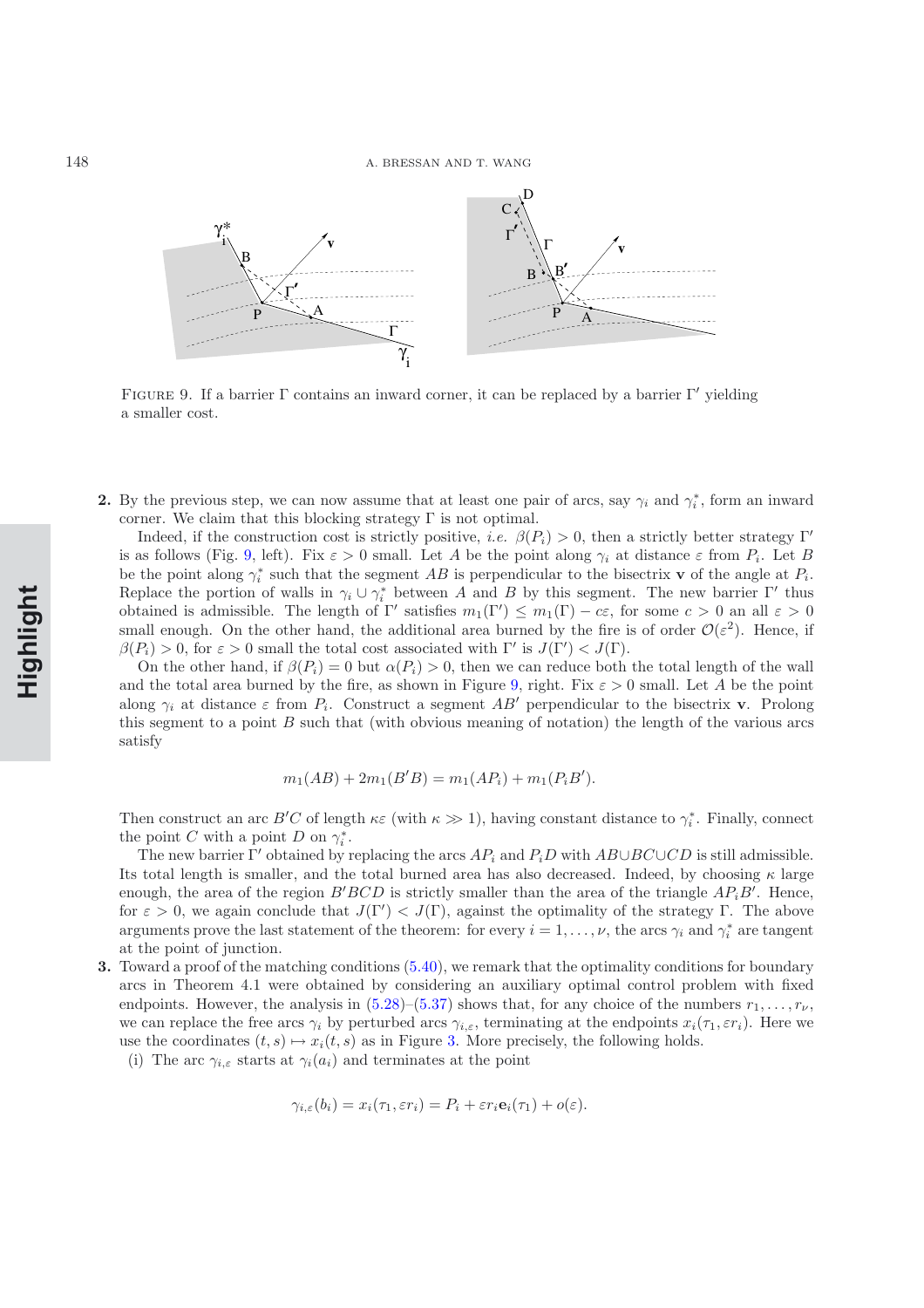FIGURE 9. If a barrier $\Gamma$ contains an inward corner, it can be replaced by a barrier $\Gamma'$ yielding a smaller cost.

**2.** By the previous step, we can now assume that at least one pair of arcs, say $\gamma_i$ and $\gamma_i^*$, form an inward corner. We claim that this blocking strategy $\Gamma$ is not optimal.

Indeed, if the construction cost is strictly positive, *i.e.* $\beta(P_i) > 0$, then a strictly better strategy $\Gamma'$ is as follows (Fig. 9, left). Fix $\varepsilon > 0$ small. Let $A$ be the point along $\gamma_i$ at distance $\varepsilon$ from $P_i$. Let $B$ be the point along $\gamma_i^*$ such that the segment $AB$ is perpendicular to the bisectrix $\mathbf{v}$ of the angle at $P_i$. Replace the portion of walls in $\gamma_i \cup \gamma_i^*$ between $A$ and $B$ by this segment. The new barrier $\Gamma'$ thus obtained is admissible. The length of $\Gamma'$ satisfies $m_1(\Gamma') \leq m_1(\Gamma) - c\varepsilon$, for some $c > 0$ an all $\varepsilon > 0$ small enough. On the other hand, the additional area burned by the fire is of order $\mathcal{O}(\varepsilon^2)$. Hence, if $\beta(P_i) > 0$, for $\varepsilon > 0$ small the total cost associated with $\Gamma'$ is $J(\Gamma') < J(\Gamma)$.

On the other hand, if $\beta(P_i) = 0$ but $\alpha(P_i) > 0$, then we can reduce both the total length of the wall and the total area burned by the fire, as shown in Figure 9, right. Fix $\varepsilon > 0$ small. Let $A$ be the point along $\gamma_i$ at distance $\varepsilon$ from $P_i$. Construct a segment $AB'$ perpendicular to the bisectrix $\mathbf{v}$. Prolong this segment to a point $B$ such that (with obvious meaning of notation) the length of the various arcs satisfy

$$m_1(AB) + 2m_1(B'B) = m_1(AP_i) + m_1(P_iB').$$

Then construct an arc $B'C$ of length $\kappa\varepsilon$ (with $\kappa \gg 1$), having constant distance to $\gamma_i^*$. Finally, connect the point $C$ with a point $D$ on $\gamma_i^*$.

The new barrier $\Gamma'$ obtained by replacing the arcs $AP_i$ and $P_iD$ with $AB \cup BC \cup CD$ is still admissible. Its total length is smaller, and the total burned area has also decreased. Indeed, by choosing $\kappa$ large enough, the area of the region $B'BCD$ is strictly smaller than the area of the triangle $AP_iB'$. Hence, for $\varepsilon > 0$, we again conclude that $J(\Gamma') < J(\Gamma)$, against the optimality of the strategy $\Gamma$. The above arguments prove the last statement of the theorem: for every $i = 1, \ldots, \nu$, the arcs $\gamma_i$ and $\gamma_i^*$ are tangent at the point of junction.

**3.** Toward a proof of the matching conditions (5.40), we remark that the optimality conditions for boundary arcs in Theorem 4.1 were obtained by considering an auxiliary optimal control problem with fixed endpoints. However, the analysis in (5.28)–(5.37) shows that, for any choice of the numbers $r_1, \ldots, r_\nu$, we can replace the free arcs $\gamma_i$ by perturbed arcs $\gamma_{i,\varepsilon}$, terminating at the endpoints $x_i(\tau_1, \varepsilon r_i)$. Here we use the coordinates $(t, s) \mapsto x_i(t, s)$ as in Figure 3. More precisely, the following holds.

(i) The arc $\gamma_{i,\varepsilon}$ starts at $\gamma_i(a_i)$ and terminates at the point

$$\gamma_{i,\varepsilon}(b_i) = x_i(\tau_1, \varepsilon r_i) = P_i + \varepsilon r_i \mathbf{e}_i(\tau_1) + o(\varepsilon).$$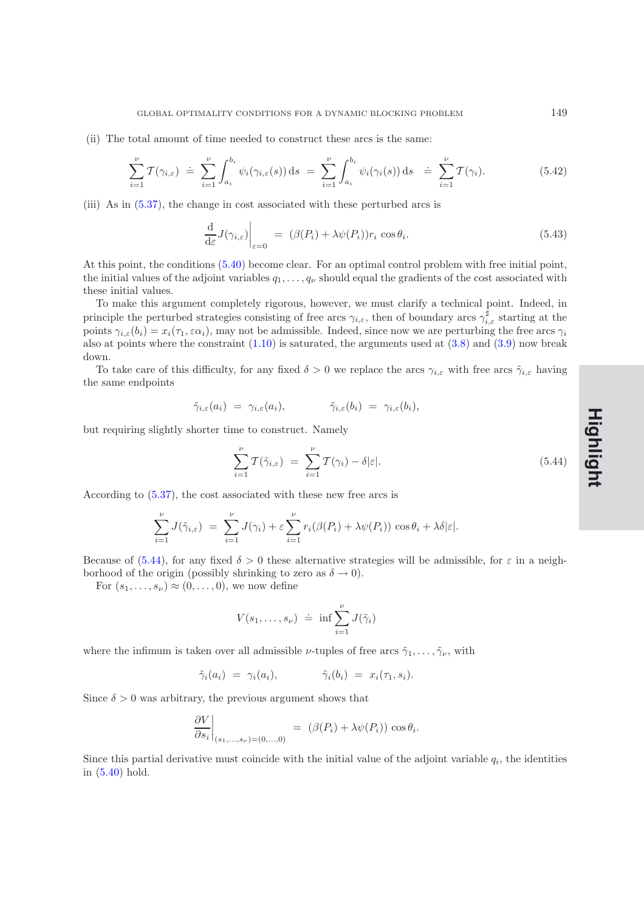(ii) The total amount of time needed to construct these arcs is the same:

$$\sum_{i=1}^{\nu} \mathcal{T}(\gamma_{i,\varepsilon}) \;\doteq\; \sum_{i=1}^{\nu} \int_{a_i}^{b_i} \psi_i(\gamma_{i,\varepsilon}(s))\,\mathrm{d}s \;=\; \sum_{i=1}^{\nu} \int_{a_i}^{b_i} \psi_i(\gamma_i(s))\,\mathrm{d}s \;\doteq\; \sum_{i=1}^{\nu} \mathcal{T}(\gamma_i). \tag{5.42}$$

(iii) As in (5.37), the change in cost associated with these perturbed arcs is

$$\frac{\mathrm{d}}{\mathrm{d}\varepsilon} J(\gamma_{i,\varepsilon})\Big|_{\varepsilon=0} \;=\; (\beta(P_i) + \lambda\psi(P_i)) r_i \cos\theta_i. \tag{5.43}$$

At this point, the conditions (5.40) become clear. For an optimal control problem with free initial point, the initial values of the adjoint variables $q_1, \ldots, q_\nu$ should equal the gradients of the cost associated with these initial values.

To make this argument completely rigorous, however, we must clarify a technical point. Indeed, in principle the perturbed strategies consisting of free arcs $\gamma_{i,\varepsilon}$, then of boundary arcs $\gamma^{\sharp}_{i,\varepsilon}$ starting at the points $\gamma_{i,\varepsilon}(b_i) = x_i(\tau_1, \varepsilon\alpha_i)$, may not be admissible. Indeed, since now we are perturbing the free arcs $\gamma_i$ also at points where the constraint (1.10) is saturated, the arguments used at (3.8) and (3.9) now break down.

To take care of this difficulty, for any fixed $\delta > 0$ we replace the arcs $\gamma_{i,\varepsilon}$ with free arcs $\tilde{\gamma}_{i,\varepsilon}$ having the same endpoints

$$\tilde{\gamma}_{i,\varepsilon}(a_i) \;=\; \gamma_{i,\varepsilon}(a_i), \qquad\qquad \tilde{\gamma}_{i,\varepsilon}(b_i) \;=\; \gamma_{i,\varepsilon}(b_i),$$

but requiring slightly shorter time to construct. Namely

$$\sum_{i=1}^{\nu} \mathcal{T}(\tilde{\gamma}_{i,\varepsilon}) \;=\; \sum_{i=1}^{\nu} \mathcal{T}(\gamma_i) - \delta|\varepsilon|. \tag{5.44}$$

According to (5.37), the cost associated with these new free arcs is

$$\sum_{i=1}^{\nu} J(\tilde{\gamma}_{i,\varepsilon}) \;=\; \sum_{i=1}^{\nu} J(\gamma_i) + \varepsilon \sum_{i=1}^{\nu} r_i(\beta(P_i) + \lambda\psi(P_i)) \cos\theta_i + \lambda\delta|\varepsilon|.$$

Because of (5.44), for any fixed $\delta > 0$ these alternative strategies will be admissible, for $\varepsilon$ in a neighborhood of the origin (possibly shrinking to zero as $\delta \to 0$).

For $(s_1, \ldots, s_\nu) \approx (0, \ldots, 0)$, we now define

$$V(s_1, \ldots, s_\nu) \;\doteq\; \inf \sum_{i=1}^{\nu} J(\tilde{\gamma}_i)$$

where the infimum is taken over all admissible $\nu$-tuples of free arcs $\tilde{\gamma}_1, \ldots, \tilde{\gamma}_\nu$, with

$$\tilde{\gamma}_i(a_i) \;=\; \gamma_i(a_i), \qquad\qquad \tilde{\gamma}_i(b_i) \;=\; x_i(\tau_1, s_i).$$

Since $\delta > 0$ was arbitrary, the previous argument shows that

$$\frac{\partial V}{\partial s_i}\Big|_{(s_1,\ldots,s_\nu)=(0,\ldots,0)} \;=\; (\beta(P_i) + \lambda\psi(P_i)) \cos\theta_i.$$

Since this partial derivative must coincide with the initial value of the adjoint variable $q_i$, the identities in (5.40) hold.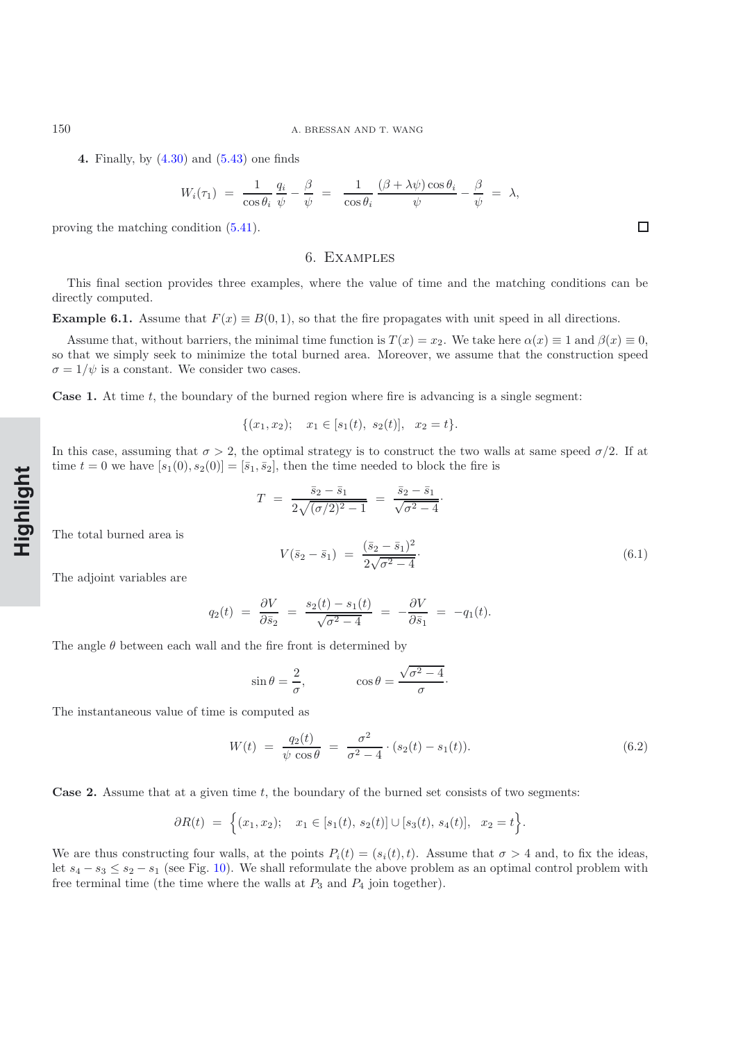**4.** Finally, by (4.30) and (5.43) one finds

$$W_i(\tau_1) \;=\; \frac{1}{\cos\theta_i}\,\frac{q_i}{\psi} - \frac{\beta}{\psi} \;=\; \frac{1}{\cos\theta_i}\,\frac{(\beta+\lambda\psi)\cos\theta_i}{\psi} - \frac{\beta}{\psi} \;=\; \lambda,$$

proving the matching condition (5.41). □

## 6. Examples

This final section provides three examples, where the value of time and the matching conditions can be directly computed.

**Example 6.1.** Assume that $F(x) \equiv B(0,1)$, so that the fire propagates with unit speed in all directions.

Assume that, without barriers, the minimal time function is $T(x) = x_2$. We take here $\alpha(x) \equiv 1$ and $\beta(x) \equiv 0$, so that we simply seek to minimize the total burned area. Moreover, we assume that the construction speed $\sigma = 1/\psi$ is a constant. We consider two cases.

**Case 1.** At time $t$, the boundary of the burned region where fire is advancing is a single segment:

$$\{(x_1, x_2);\quad x_1 \in [s_1(t),\; s_2(t)],\quad x_2 = t\}.$$

In this case, assuming that $\sigma > 2$, the optimal strategy is to construct the two walls at same speed $\sigma/2$. If at time $t = 0$ we have $[s_1(0), s_2(0)] = [\bar s_1, \bar s_2]$, then the time needed to block the fire is

$$T \;=\; \frac{\bar s_2 - \bar s_1}{2\sqrt{(\sigma/2)^2 - 1}} \;=\; \frac{\bar s_2 - \bar s_1}{\sqrt{\sigma^2 - 4}}\cdot$$

The total burned area is

$$V(\bar s_2 - \bar s_1) \;=\; \frac{(\bar s_2 - \bar s_1)^2}{2\sqrt{\sigma^2 - 4}}\cdot \tag{6.1}$$

The adjoint variables are

$$q_2(t) \;=\; \frac{\partial V}{\partial \bar s_2} \;=\; \frac{s_2(t) - s_1(t)}{\sqrt{\sigma^2 - 4}} \;=\; -\frac{\partial V}{\partial \bar s_1} \;=\; -q_1(t).$$

The angle $\theta$ between each wall and the fire front is determined by

$$\sin\theta = \frac{2}{\sigma}, \qquad\qquad \cos\theta = \frac{\sqrt{\sigma^2 - 4}}{\sigma}\cdot$$

The instantaneous value of time is computed as

$$W(t) \;=\; \frac{q_2(t)}{\psi\,\cos\theta} \;=\; \frac{\sigma^2}{\sigma^2 - 4}\cdot(s_2(t) - s_1(t)). \tag{6.2}$$

**Case 2.** Assume that at a given time $t$, the boundary of the burned set consists of two segments:

$$\partial R(t) \;=\; \Big\{(x_1, x_2);\quad x_1 \in [s_1(t),\, s_2(t)] \cup [s_3(t),\, s_4(t)],\quad x_2 = t\Big\}.$$

We are thus constructing four walls, at the points $P_i(t) = (s_i(t), t)$. Assume that $\sigma > 4$ and, to fix the ideas, let $s_4 - s_3 \le s_2 - s_1$ (see Fig. 10). We shall reformulate the above problem as an optimal control problem with free terminal time (the time where the walls at $P_3$ and $P_4$ join together).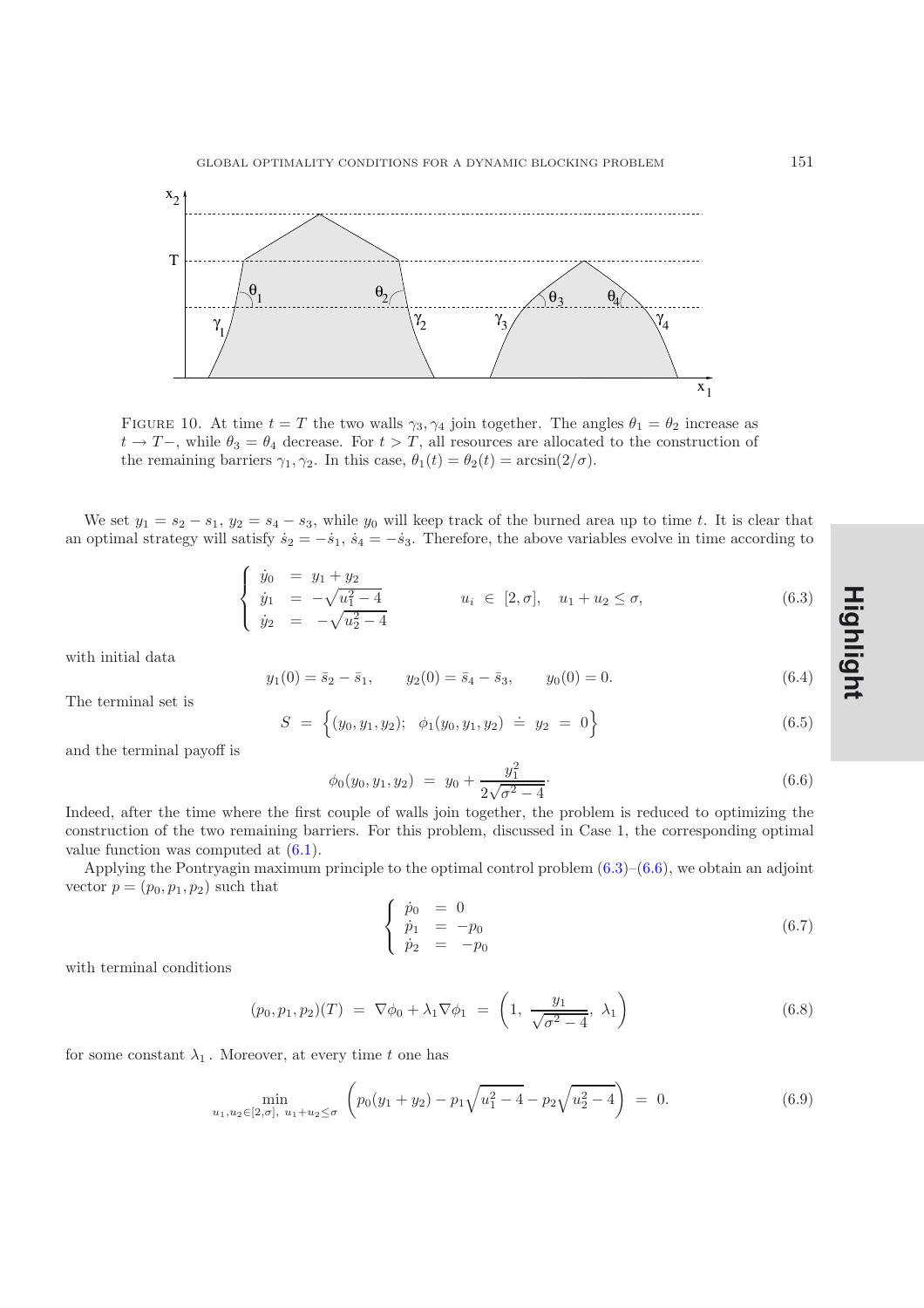FIGURE 10. At time $t = T$ the two walls $\gamma_3, \gamma_4$ join together. The angles $\theta_1 = \theta_2$ increase as $t \to T-$, while $\theta_3 = \theta_4$ decrease. For $t > T$, all resources are allocated to the construction of the remaining barriers $\gamma_1, \gamma_2$. In this case, $\theta_1(t) = \theta_2(t) = \arcsin(2/\sigma)$.

We set $y_1 = s_2 - s_1$, $y_2 = s_4 - s_3$, while $y_0$ will keep track of the burned area up to time $t$. It is clear that an optimal strategy will satisfy $\dot{s}_2 = -\dot{s}_1$, $\dot{s}_4 = -\dot{s}_3$. Therefore, the above variables evolve in time according to

$$\begin{cases} \dot{y}_0 &= y_1 + y_2 \\ \dot{y}_1 &= -\sqrt{u_1^2 - 4} \\ \dot{y}_2 &= -\sqrt{u_2^2 - 4} \end{cases} \qquad u_i \in [2, \sigma], \quad u_1 + u_2 \leq \sigma, \tag{6.3}$$

with initial data

$$y_1(0) = \bar{s}_2 - \bar{s}_1, \qquad y_2(0) = \bar{s}_4 - \bar{s}_3, \qquad y_0(0) = 0. \tag{6.4}$$

The terminal set is

$$S = \Big\{(y_0, y_1, y_2); \;\; \phi_1(y_0, y_1, y_2) \doteq y_2 = 0\Big\} \tag{6.5}$$

and the terminal payoff is

$$\phi_0(y_0, y_1, y_2) = y_0 + \frac{y_1^2}{2\sqrt{\sigma^2 - 4}}. \tag{6.6}$$

Indeed, after the time where the first couple of walls join together, the problem is reduced to optimizing the construction of the two remaining barriers. For this problem, discussed in Case 1, the corresponding optimal value function was computed at (6.1).

Applying the Pontryagin maximum principle to the optimal control problem (6.3)–(6.6), we obtain an adjoint vector $p = (p_0, p_1, p_2)$ such that

$$\begin{cases} \dot{p}_0 &= 0 \\ \dot{p}_1 &= -p_0 \\ \dot{p}_2 &= -p_0 \end{cases} \tag{6.7}$$

with terminal conditions

$$(p_0, p_1, p_2)(T) = \nabla\phi_0 + \lambda_1 \nabla\phi_1 = \left(1, \; \frac{y_1}{\sqrt{\sigma^2 - 4}}, \; \lambda_1\right) \tag{6.8}$$

for some constant $\lambda_1$. Moreover, at every time $t$ one has

$$\min_{u_1, u_2 \in [2,\sigma], \; u_1 + u_2 \leq \sigma} \left(p_0(y_1 + y_2) - p_1\sqrt{u_1^2 - 4} - p_2\sqrt{u_2^2 - 4}\right) = 0. \tag{6.9}$$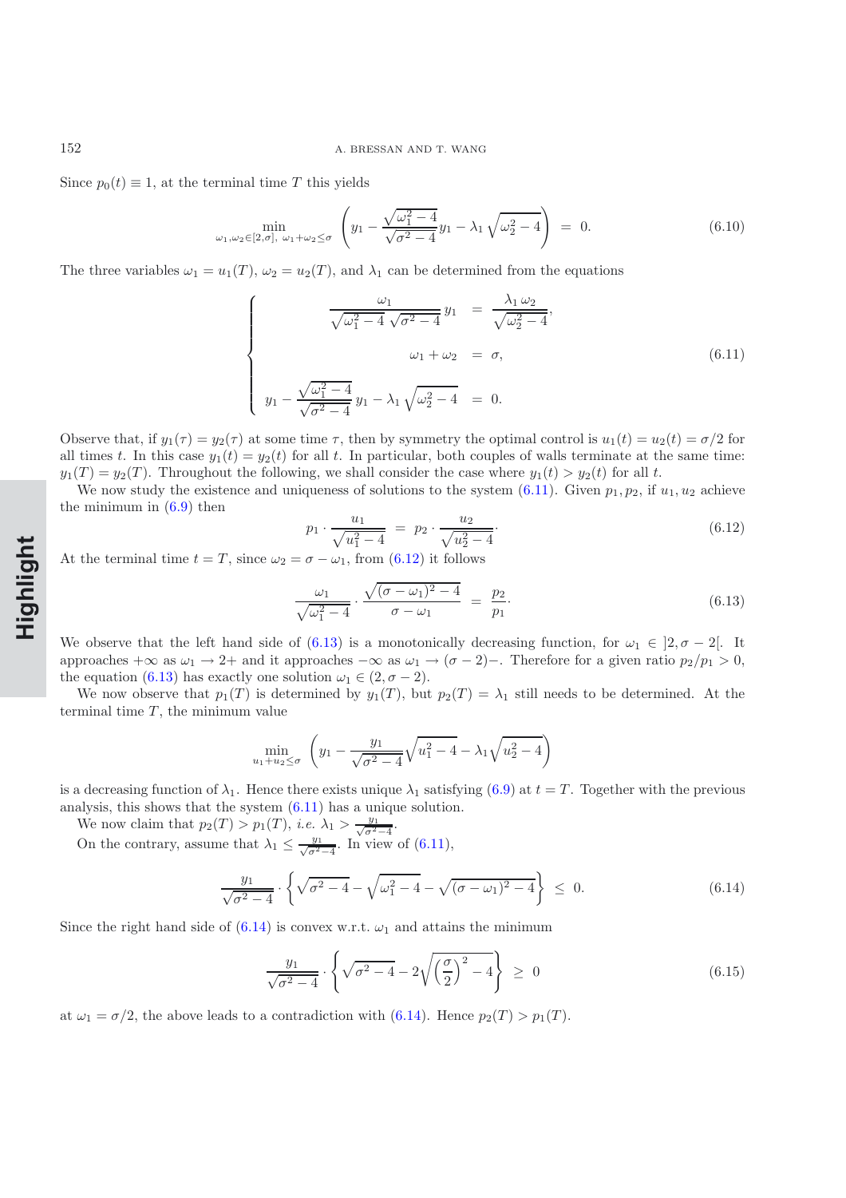Since $p_0(t) \equiv 1$, at the terminal time $T$ this yields

$$\min_{\omega_1,\omega_2\in[2,\sigma],\ \omega_1+\omega_2\leq\sigma} \left( y_1 - \frac{\sqrt{\omega_1^2-4}}{\sqrt{\sigma^2-4}} y_1 - \lambda_1 \sqrt{\omega_2^2-4} \right) = 0. \tag{6.10}$$

The three variables $\omega_1 = u_1(T)$, $\omega_2 = u_2(T)$, and $\lambda_1$ can be determined from the equations

$$\begin{cases} \dfrac{\omega_1}{\sqrt{\omega_1^2-4}\,\sqrt{\sigma^2-4}}\, y_1 = \dfrac{\lambda_1\,\omega_2}{\sqrt{\omega_2^2-4}}, \\[2ex] \omega_1+\omega_2 = \sigma, \\[2ex] y_1 - \dfrac{\sqrt{\omega_1^2-4}}{\sqrt{\sigma^2-4}}\, y_1 - \lambda_1\sqrt{\omega_2^2-4} = 0. \end{cases} \tag{6.11}$$

Observe that, if $y_1(\tau) = y_2(\tau)$ at some time $\tau$, then by symmetry the optimal control is $u_1(t) = u_2(t) = \sigma/2$ for all times $t$. In this case $y_1(t) = y_2(t)$ for all $t$. In particular, both couples of walls terminate at the same time: $y_1(T) = y_2(T)$. Throughout the following, we shall consider the case where $y_1(t) > y_2(t)$ for all $t$.

We now study the existence and uniqueness of solutions to the system (6.11). Given $p_1, p_2$, if $u_1, u_2$ achieve the minimum in (6.9) then

$$p_1 \cdot \frac{u_1}{\sqrt{u_1^2-4}} = p_2 \cdot \frac{u_2}{\sqrt{u_2^2-4}}. \tag{6.12}$$

At the terminal time $t = T$, since $\omega_2 = \sigma - \omega_1$, from (6.12) it follows

$$\frac{\omega_1}{\sqrt{\omega_1^2-4}} \cdot \frac{\sqrt{(\sigma-\omega_1)^2-4}}{\sigma-\omega_1} = \frac{p_2}{p_1}. \tag{6.13}$$

We observe that the left hand side of (6.13) is a monotonically decreasing function, for $\omega_1 \in\, ]2, \sigma-2[$. It approaches $+\infty$ as $\omega_1 \to 2+$ and it approaches $-\infty$ as $\omega_1 \to (\sigma-2)-$. Therefore for a given ratio $p_2/p_1 > 0$, the equation (6.13) has exactly one solution $\omega_1 \in (2, \sigma-2)$.

We now observe that $p_1(T)$ is determined by $y_1(T)$, but $p_2(T) = \lambda_1$ still needs to be determined. At the terminal time $T$, the minimum value

$$\min_{u_1+u_2\leq\sigma} \left( y_1 - \frac{y_1}{\sqrt{\sigma^2-4}}\sqrt{u_1^2-4} - \lambda_1\sqrt{u_2^2-4} \right)$$

is a decreasing function of $\lambda_1$. Hence there exists unique $\lambda_1$ satisfying (6.9) at $t = T$. Together with the previous analysis, this shows that the system (6.11) has a unique solution.

We now claim that $p_2(T) > p_1(T)$, *i.e.* $\lambda_1 > \frac{y_1}{\sqrt{\sigma^2-4}}$.

On the contrary, assume that $\lambda_1 \leq \frac{y_1}{\sqrt{\sigma^2-4}}$. In view of (6.11),

$$\frac{y_1}{\sqrt{\sigma^2-4}} \cdot \left\{ \sqrt{\sigma^2-4} - \sqrt{\omega_1^2-4} - \sqrt{(\sigma-\omega_1)^2-4} \right\} \leq 0. \tag{6.14}$$

Since the right hand side of (6.14) is convex w.r.t. $\omega_1$ and attains the minimum

$$\frac{y_1}{\sqrt{\sigma^2-4}} \cdot \left\{ \sqrt{\sigma^2-4} - 2\sqrt{\left(\frac{\sigma}{2}\right)^2-4} \right\} \geq 0 \tag{6.15}$$

at $\omega_1 = \sigma/2$, the above leads to a contradiction with (6.14). Hence $p_2(T) > p_1(T)$.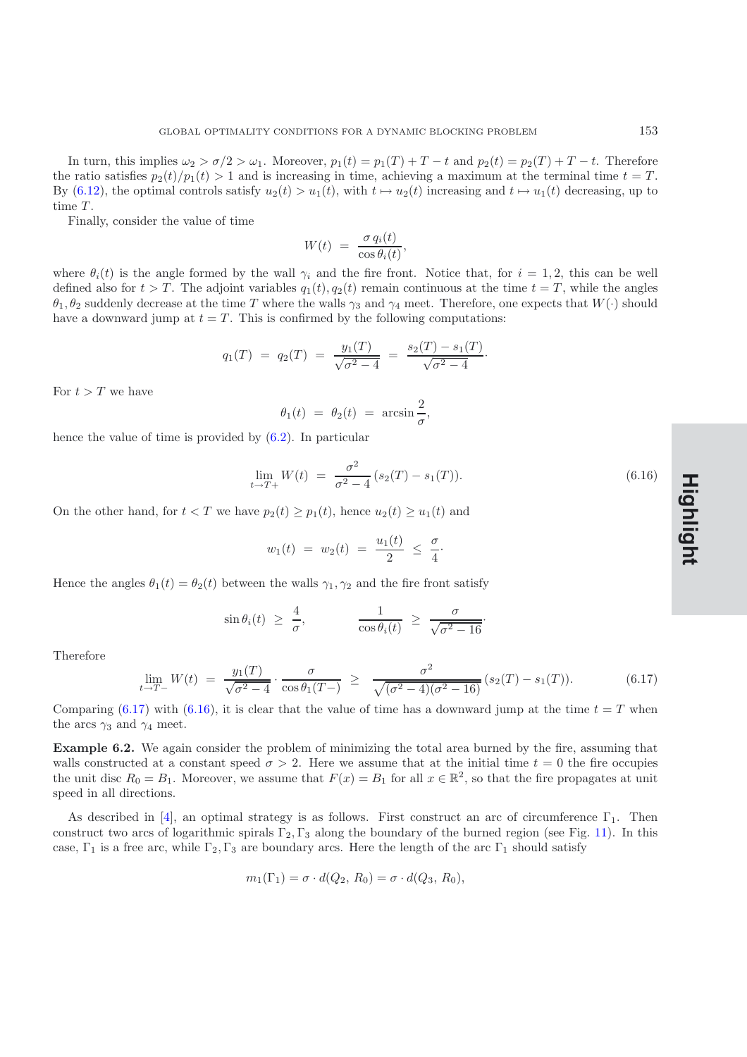In turn, this implies $\omega_2 > \sigma/2 > \omega_1$. Moreover, $p_1(t) = p_1(T) + T - t$ and $p_2(t) = p_2(T) + T - t$. Therefore the ratio satisfies $p_2(t)/p_1(t) > 1$ and is increasing in time, achieving a maximum at the terminal time $t = T$. By (6.12), the optimal controls satisfy $u_2(t) > u_1(t)$, with $t \mapsto u_2(t)$ increasing and $t \mapsto u_1(t)$ decreasing, up to time $T$.

Finally, consider the value of time

$$W(t) \;=\; \frac{\sigma\, q_i(t)}{\cos\theta_i(t)},$$

where $\theta_i(t)$ is the angle formed by the wall $\gamma_i$ and the fire front. Notice that, for $i = 1, 2$, this can be well defined also for $t > T$. The adjoint variables $q_1(t), q_2(t)$ remain continuous at the time $t = T$, while the angles $\theta_1, \theta_2$ suddenly decrease at the time $T$ where the walls $\gamma_3$ and $\gamma_4$ meet. Therefore, one expects that $W(\cdot)$ should have a downward jump at $t = T$. This is confirmed by the following computations:

$$q_1(T) \;=\; q_2(T) \;=\; \frac{y_1(T)}{\sqrt{\sigma^2 - 4}} \;=\; \frac{s_2(T) - s_1(T)}{\sqrt{\sigma^2 - 4}}\cdot$$

For $t > T$ we have

$$\theta_1(t) \;=\; \theta_2(t) \;=\; \arcsin\frac{2}{\sigma},$$

hence the value of time is provided by (6.2). In particular

$$\lim_{t\to T+} W(t) \;=\; \frac{\sigma^2}{\sigma^2 - 4}\,(s_2(T) - s_1(T)). \tag{6.16}$$

On the other hand, for $t < T$ we have $p_2(t) \geq p_1(t)$, hence $u_2(t) \geq u_1(t)$ and

$$w_1(t) \;=\; w_2(t) \;=\; \frac{u_1(t)}{2} \;\leq\; \frac{\sigma}{4}\cdot$$

Hence the angles $\theta_1(t) = \theta_2(t)$ between the walls $\gamma_1, \gamma_2$ and the fire front satisfy

$$\sin\theta_i(t) \;\geq\; \frac{4}{\sigma}, \qquad\qquad \frac{1}{\cos\theta_i(t)} \;\geq\; \frac{\sigma}{\sqrt{\sigma^2 - 16}}\cdot$$

Therefore

$$\lim_{t\to T-} W(t) \;=\; \frac{y_1(T)}{\sqrt{\sigma^2 - 4}}\cdot\frac{\sigma}{\cos\theta_1(T-)} \;\geq\; \frac{\sigma^2}{\sqrt{(\sigma^2 - 4)(\sigma^2 - 16)}}\,(s_2(T) - s_1(T)). \tag{6.17}$$

Comparing (6.17) with (6.16), it is clear that the value of time has a downward jump at the time $t = T$ when the arcs $\gamma_3$ and $\gamma_4$ meet.

**Example 6.2.** We again consider the problem of minimizing the total area burned by the fire, assuming that walls constructed at a constant speed $\sigma > 2$. Here we assume that at the initial time $t = 0$ the fire occupies the unit disc $R_0 = B_1$. Moreover, we assume that $F(x) = B_1$ for all $x \in \mathbb{R}^2$, so that the fire propagates at unit speed in all directions.

As described in [4], an optimal strategy is as follows. First construct an arc of circumference $\Gamma_1$. Then construct two arcs of logarithmic spirals $\Gamma_2, \Gamma_3$ along the boundary of the burned region (see Fig. 11). In this case, $\Gamma_1$ is a free arc, while $\Gamma_2, \Gamma_3$ are boundary arcs. Here the length of the arc $\Gamma_1$ should satisfy

$$m_1(\Gamma_1) = \sigma \cdot d(Q_2,\, R_0) = \sigma \cdot d(Q_3,\, R_0),$$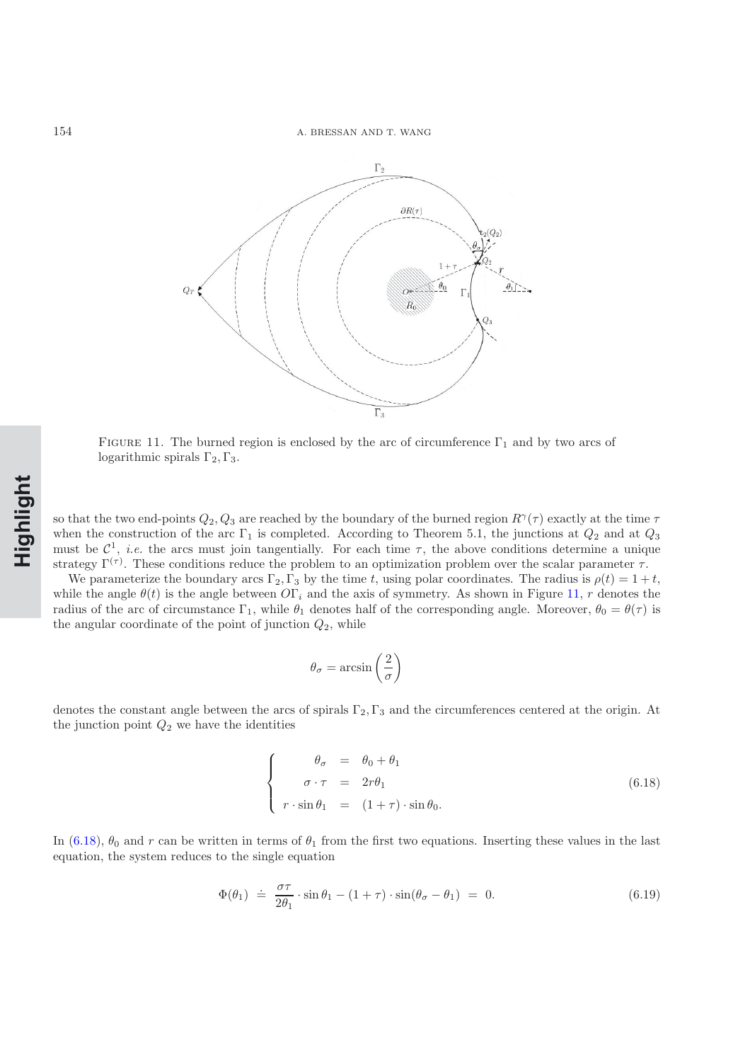FIGURE 11. The burned region is enclosed by the arc of circumference $\Gamma_1$ and by two arcs of logarithmic spirals $\Gamma_2, \Gamma_3$.

so that the two end-points $Q_2, Q_3$ are reached by the boundary of the burned region $R^{\gamma}(\tau)$ exactly at the time $\tau$ when the construction of the arc $\Gamma_1$ is completed. According to Theorem 5.1, the junctions at $Q_2$ and at $Q_3$ must be $\mathcal{C}^1$, *i.e.* the arcs must join tangentially. For each time $\tau$, the above conditions determine a unique strategy $\Gamma^{(\tau)}$. These conditions reduce the problem to an optimization problem over the scalar parameter $\tau$.

We parameterize the boundary arcs $\Gamma_2, \Gamma_3$ by the time $t$, using polar coordinates. The radius is $\rho(t) = 1 + t$, while the angle $\theta(t)$ is the angle between $O\Gamma_i$ and the axis of symmetry. As shown in Figure 11, $r$ denotes the radius of the arc of circumstance $\Gamma_1$, while $\theta_1$ denotes half of the corresponding angle. Moreover, $\theta_0 = \theta(\tau)$ is the angular coordinate of the point of junction $Q_2$, while

$$\theta_\sigma = \arcsin\left(\frac{2}{\sigma}\right)$$

denotes the constant angle between the arcs of spirals $\Gamma_2, \Gamma_3$ and the circumferences centered at the origin. At the junction point $Q_2$ we have the identities

$$\begin{cases} \theta_\sigma &= \theta_0 + \theta_1 \\ \sigma \cdot \tau &= 2r\theta_1 \\ r \cdot \sin\theta_1 &= (1+\tau)\cdot \sin\theta_0. \end{cases} \tag{6.18}$$

In (6.18), $\theta_0$ and $r$ can be written in terms of $\theta_1$ from the first two equations. Inserting these values in the last equation, the system reduces to the single equation

$$\Phi(\theta_1) \doteq \frac{\sigma\tau}{2\theta_1}\cdot \sin\theta_1 - (1+\tau)\cdot \sin(\theta_\sigma - \theta_1) = 0. \tag{6.19}$$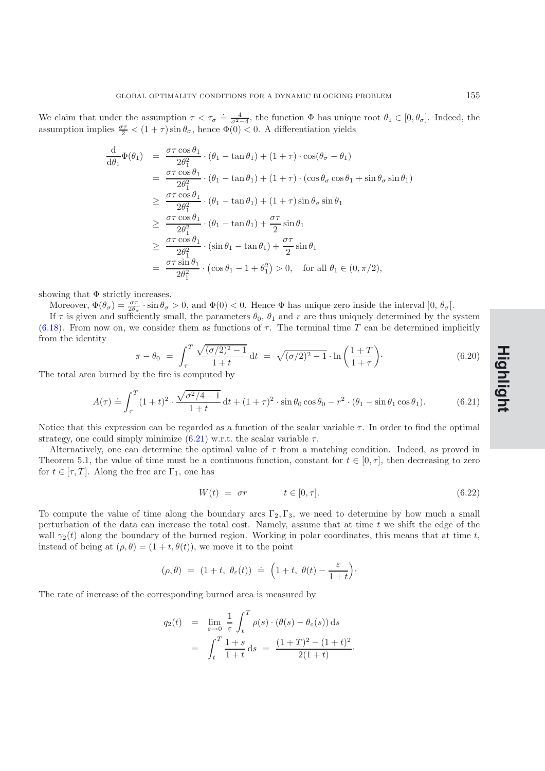We claim that under the assumption $\tau < \tau_\sigma \doteq \frac{4}{\sigma^2-4}$, the function $\Phi$ has unique root $\theta_1 \in [0, \theta_\sigma]$. Indeed, the assumption implies $\frac{\sigma\tau}{2} < (1+\tau)\sin\theta_\sigma$, hence $\Phi(0) < 0$. A differentiation yields

$$
\begin{aligned}
\frac{\mathrm{d}}{\mathrm{d}\theta_1}\Phi(\theta_1) &= \frac{\sigma\tau\cos\theta_1}{2\theta_1^2}\cdot(\theta_1 - \tan\theta_1) + (1+\tau)\cdot\cos(\theta_\sigma - \theta_1)\\
&= \frac{\sigma\tau\cos\theta_1}{2\theta_1^2}\cdot(\theta_1 - \tan\theta_1) + (1+\tau)\cdot(\cos\theta_\sigma\cos\theta_1 + \sin\theta_\sigma\sin\theta_1)\\
&\geq \frac{\sigma\tau\cos\theta_1}{2\theta_1^2}\cdot(\theta_1 - \tan\theta_1) + (1+\tau)\sin\theta_\sigma\sin\theta_1\\
&\geq \frac{\sigma\tau\cos\theta_1}{2\theta_1^2}\cdot(\theta_1 - \tan\theta_1) + \frac{\sigma\tau}{2}\sin\theta_1\\
&\geq \frac{\sigma\tau\cos\theta_1}{2\theta_1^2}\cdot(\sin\theta_1 - \tan\theta_1) + \frac{\sigma\tau}{2}\sin\theta_1\\
&= \frac{\sigma\tau\sin\theta_1}{2\theta_1^2}\cdot\left(\cos\theta_1 - 1 + \theta_1^2\right) > 0, \quad \text{for all } \theta_1 \in (0, \pi/2),
\end{aligned}
$$

showing that $\Phi$ strictly increases.

Moreover, $\Phi(\theta_\sigma) = \frac{\sigma\tau}{2\theta_\sigma}\cdot\sin\theta_\sigma > 0$, and $\Phi(0) < 0$. Hence $\Phi$ has unique zero inside the interval $]0, \theta_\sigma[$.

If $\tau$ is given and sufficiently small, the parameters $\theta_0$, $\theta_1$ and $r$ are thus uniquely determined by the system (6.18). From now on, we consider them as functions of $\tau$. The terminal time $T$ can be determined implicitly from the identity

$$
\pi - \theta_0 \;=\; \int_\tau^T \frac{\sqrt{(\sigma/2)^2 - 1}}{1+t}\,\mathrm{d}t \;=\; \sqrt{(\sigma/2)^2-1}\cdot\ln\left(\frac{1+T}{1+\tau}\right)\cdot \tag{6.20}
$$

The total area burned by the fire is computed by

$$
A(\tau) \doteq \int_\tau^T (1+t)^2\cdot\frac{\sqrt{\sigma^2/4-1}}{1+t}\,\mathrm{d}t + (1+\tau)^2\cdot\sin\theta_0\cos\theta_0 - r^2\cdot(\theta_1 - \sin\theta_1\cos\theta_1). \tag{6.21}
$$

Notice that this expression can be regarded as a function of the scalar variable $\tau$. In order to find the optimal strategy, one could simply minimize (6.21) w.r.t. the scalar variable $\tau$.

Alternatively, one can determine the optimal value of $\tau$ from a matching condition. Indeed, as proved in Theorem 5.1, the value of time must be a continuous function, constant for $t \in [0, \tau]$, then decreasing to zero for $t \in [\tau, T]$. Along the free arc $\Gamma_1$, one has

$$
W(t) \;=\; \sigma r \qquad\qquad t \in [0, \tau]. \tag{6.22}
$$

To compute the value of time along the boundary arcs $\Gamma_2, \Gamma_3$, we need to determine by how much a small perturbation of the data can increase the total cost. Namely, assume that at time $t$ we shift the edge of the wall $\gamma_2(t)$ along the boundary of the burned region. Working in polar coordinates, this means that at time $t$, instead of being at $(\rho, \theta) = (1+t, \theta(t))$, we move it to the point

$$
(\rho, \theta) \;=\; (1+t,\; \theta_\varepsilon(t)) \;\doteq\; \left(1+t,\; \theta(t) - \frac{\varepsilon}{1+t}\right)\cdot
$$

The rate of increase of the corresponding burned area is measured by

$$
\begin{aligned}
q_2(t) &= \lim_{\varepsilon\to 0}\;\frac{1}{\varepsilon}\int_t^T \rho(s)\cdot(\theta(s) - \theta_\varepsilon(s))\,\mathrm{d}s\\
&= \int_t^T \frac{1+s}{1+t}\,\mathrm{d}s \;=\; \frac{(1+T)^2 - (1+t)^2}{2(1+t)}\cdot
\end{aligned}
$$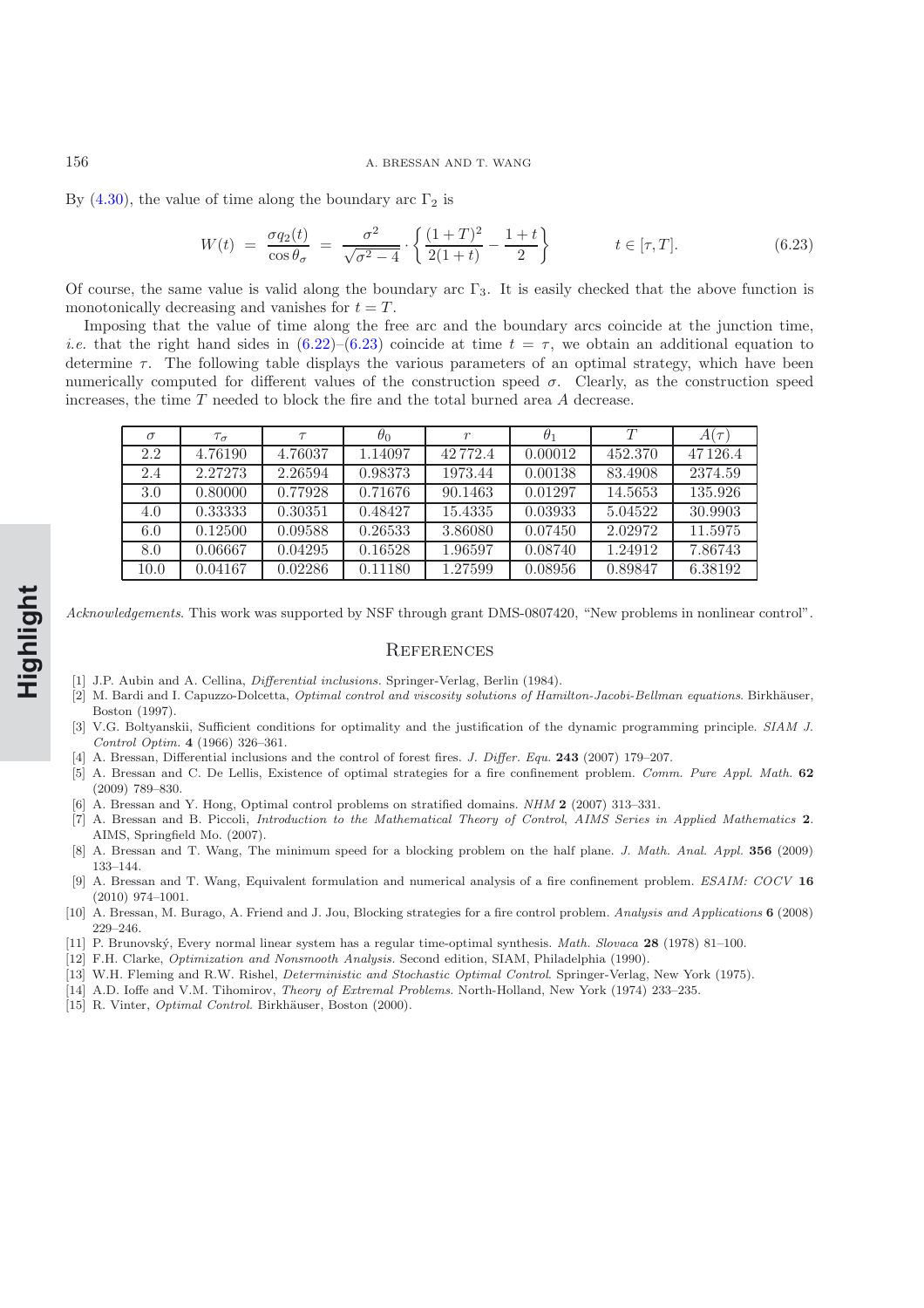By (4.30), the value of time along the boundary arc $\Gamma_2$ is

$$W(t) = \frac{\sigma q_2(t)}{\cos\theta_\sigma} = \frac{\sigma^2}{\sqrt{\sigma^2-4}} \cdot \left\{ \frac{(1+T)^2}{2(1+t)} - \frac{1+t}{2} \right\} \qquad t \in [\tau, T]. \tag{6.23}$$

Of course, the same value is valid along the boundary arc $\Gamma_3$. It is easily checked that the above function is monotonically decreasing and vanishes for $t = T$.

Imposing that the value of time along the free arc and the boundary arcs coincide at the junction time, *i.e.* that the right hand sides in (6.22)–(6.23) coincide at time $t = \tau$, we obtain an additional equation to determine $\tau$. The following table displays the various parameters of an optimal strategy, which have been numerically computed for different values of the construction speed $\sigma$. Clearly, as the construction speed increases, the time $T$ needed to block the fire and the total burned area $A$ decrease.

| $\sigma$ | $\tau_\sigma$ | $\tau$ | $\theta_0$ | $r$ | $\theta_1$ | $T$ | $A(\tau)$ |
|---|---|---|---|---|---|---|---|
| 2.2 | 4.76190 | 4.76037 | 1.14097 | 42 772.4 | 0.00012 | 452.370 | 47 126.4 |
| 2.4 | 2.27273 | 2.26594 | 0.98373 | 1973.44 | 0.00138 | 83.4908 | 2374.59 |
| 3.0 | 0.80000 | 0.77928 | 0.71676 | 90.1463 | 0.01297 | 14.5653 | 135.926 |
| 4.0 | 0.33333 | 0.30351 | 0.48427 | 15.4335 | 0.03933 | 5.04522 | 30.9903 |
| 6.0 | 0.12500 | 0.09588 | 0.26533 | 3.86080 | 0.07450 | 2.02972 | 11.5975 |
| 8.0 | 0.06667 | 0.04295 | 0.16528 | 1.96597 | 0.08740 | 1.24912 | 7.86743 |
| 10.0 | 0.04167 | 0.02286 | 0.11180 | 1.27599 | 0.08956 | 0.89847 | 6.38192 |

*Acknowledgements*. This work was supported by NSF through grant DMS-0807420, "New problems in nonlinear control".

## References

[1] J.P. Aubin and A. Cellina, *Differential inclusions.* Springer-Verlag, Berlin (1984).

[2] M. Bardi and I. Capuzzo-Dolcetta, *Optimal control and viscosity solutions of Hamilton-Jacobi-Bellman equations*. Birkhäuser, Boston (1997).

[3] V.G. Boltyanskii, Sufficient conditions for optimality and the justification of the dynamic programming principle. *SIAM J. Control Optim.* **4** (1966) 326–361.

[4] A. Bressan, Differential inclusions and the control of forest fires. *J. Differ. Equ.* **243** (2007) 179–207.

[5] A. Bressan and C. De Lellis, Existence of optimal strategies for a fire confinement problem. *Comm. Pure Appl. Math.* **62** (2009) 789–830.

[6] A. Bressan and Y. Hong, Optimal control problems on stratified domains. *NHM* **2** (2007) 313–331.

[7] A. Bressan and B. Piccoli, *Introduction to the Mathematical Theory of Control*, *AIMS Series in Applied Mathematics* **2**. AIMS, Springfield Mo. (2007).

[8] A. Bressan and T. Wang, The minimum speed for a blocking problem on the half plane. *J. Math. Anal. Appl.* **356** (2009) 133–144.

[9] A. Bressan and T. Wang, Equivalent formulation and numerical analysis of a fire confinement problem. *ESAIM: COCV* **16** (2010) 974–1001.

[10] A. Bressan, M. Burago, A. Friend and J. Jou, Blocking strategies for a fire control problem. *Analysis and Applications* **6** (2008) 229–246.

[11] P. Brunovský, Every normal linear system has a regular time-optimal synthesis. *Math. Slovaca* **28** (1978) 81–100.

[12] F.H. Clarke, *Optimization and Nonsmooth Analysis.* Second edition, SIAM, Philadelphia (1990).

[13] W.H. Fleming and R.W. Rishel, *Deterministic and Stochastic Optimal Control*. Springer-Verlag, New York (1975).

[14] A.D. Ioffe and V.M. Tihomirov, *Theory of Extremal Problems*. North-Holland, New York (1974) 233–235.

[15] R. Vinter, *Optimal Control.* Birkhäuser, Boston (2000).